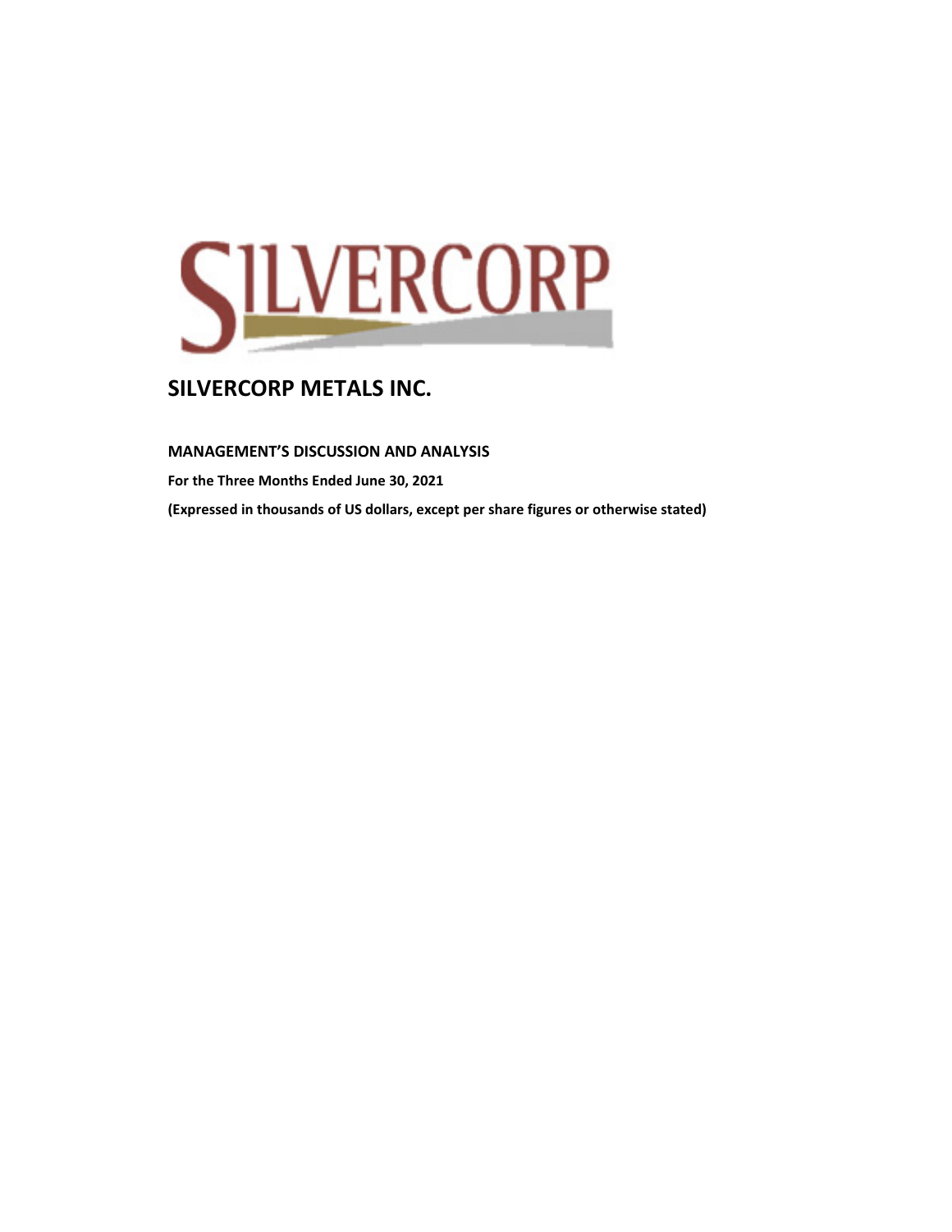# SILVERCORP METALS INC.

**MANAGEMENT'S DISCUSSION AND ANALYSIS**

**For the Three Months Ended June 30, 2021**

**(Expressed in thousands of US dollars, except per share figures or otherwise stated)**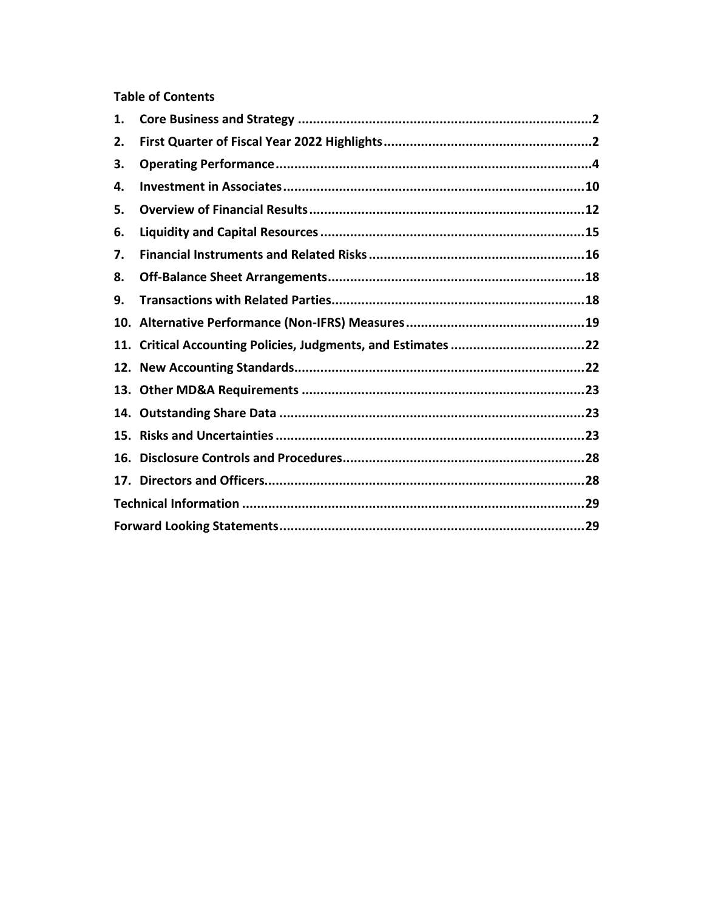**Table of Contents**

1. Core Business and Strategy ........................................ 2
2. First Quarter of Fiscal Year 2022 Highlights ........................................ 2
3. Operating Performance ........................................ 4
4. Investment in Associates ........................................ 10
5. Overview of Financial Results ........................................ 12
6. Liquidity and Capital Resources ........................................ 15
7. Financial Instruments and Related Risks ........................................ 16
8. Off-Balance Sheet Arrangements ........................................ 18
9. Transactions with Related Parties ........................................ 18
10. Alternative Performance (Non-IFRS) Measures ........................................ 19
11. Critical Accounting Policies, Judgments, and Estimates ........................................ 22
12. New Accounting Standards ........................................ 22
13. Other MD&A Requirements ........................................ 23
14. Outstanding Share Data ........................................ 23
15. Risks and Uncertainties ........................................ 23
16. Disclosure Controls and Procedures ........................................ 28
17. Directors and Officers ........................................ 28

Technical Information ........................................ 29

Forward Looking Statements ........................................ 29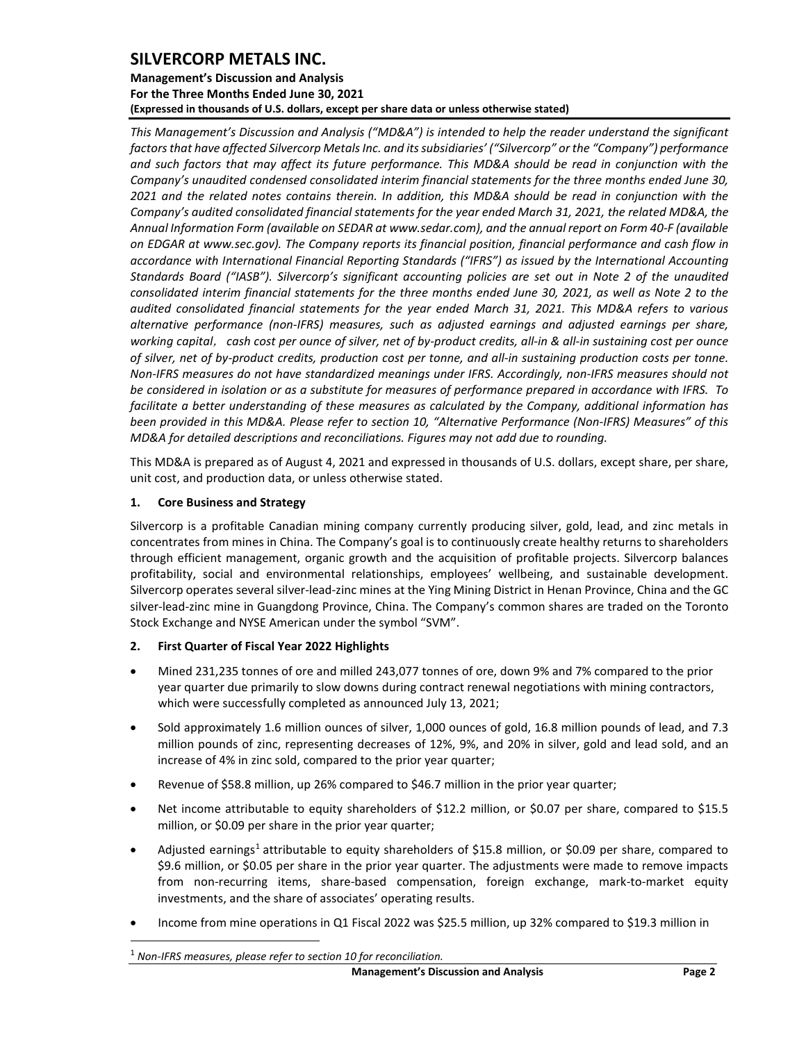This Management's Discussion and Analysis ("MD&A") is intended to help the reader understand the significant factors that have affected Silvercorp Metals Inc. and its subsidiaries' ("Silvercorp" or the "Company") performance and such factors that may affect its future performance. This MD&A should be read in conjunction with the Company's unaudited condensed consolidated interim financial statements for the three months ended June 30, 2021 and the related notes contains therein. In addition, this MD&A should be read in conjunction with the Company's audited consolidated financial statements for the year ended March 31, 2021, the related MD&A, the Annual Information Form (available on SEDAR at www.sedar.com), and the annual report on Form 40-F (available on EDGAR at www.sec.gov). The Company reports its financial position, financial performance and cash flow in accordance with International Financial Reporting Standards ("IFRS") as issued by the International Accounting Standards Board ("IASB"). Silvercorp's significant accounting policies are set out in Note 2 of the unaudited condensed consolidated interim financial statements for the three months ended June 30, 2021, as well as Note 2 to the audited consolidated financial statements for the year ended March 31, 2021. This MD&A refers to various alternative performance (non-IFRS) measures, such as adjusted earnings and adjusted earnings per share, working capital, cash cost per ounce of silver, net of by-product credits, all-in & all-in sustaining cost per ounce of silver, net of by-product credits, production cost per tonne, and all-in sustaining production costs per tonne. Non-IFRS measures do not have standardized meanings under IFRS. Accordingly, non-IFRS measures should not be considered in isolation or as a substitute for measures of performance prepared in accordance with IFRS. To facilitate a better understanding of these measures as calculated by the Company, additional information has been provided in this MD&A. Please refer to section 10, "Alternative Performance (Non-IFRS) Measures" of this MD&A for detailed descriptions and reconciliations. Figures may not add due to rounding.

This MD&A is prepared as of August 4, 2021 and expressed in thousands of U.S. dollars, except share, per share, unit cost, and production data, or unless otherwise stated.

## 1. Core Business and Strategy

Silvercorp is a profitable Canadian mining company currently producing silver, gold, lead, and zinc metals in concentrates from mines in China. The Company's goal is to continuously create healthy returns to shareholders through efficient management, organic growth and the acquisition of profitable projects. Silvercorp balances profitability, social and environmental relationships, employees' wellbeing, and sustainable development. Silvercorp operates several silver-lead-zinc mines at the Ying Mining District in Henan Province, China and the GC silver-lead-zinc mine in Guangdong Province, China. The Company's common shares are traded on the Toronto Stock Exchange and NYSE American under the symbol "SVM".

## 2. First Quarter of Fiscal Year 2022 Highlights

- Mined 231,235 tonnes of ore and milled 243,077 tonnes of ore, down 9% and 7% compared to the prior year quarter due primarily to slow downs during contract renewal negotiations with mining contractors, which were successfully completed as announced July 13, 2021;
- Sold approximately 1.6 million ounces of silver, 1,000 ounces of gold, 16.8 million pounds of lead, and 7.3 million pounds of zinc, representing decreases of 12%, 9%, and 20% in silver, gold and lead sold, and an increase of 4% in zinc sold, compared to the prior year quarter;
- Revenue of $58.8 million, up 26% compared to $46.7 million in the prior year quarter;
- Net income attributable to equity shareholders of $12.2 million, or $0.07 per share, compared to $15.5 million, or $0.09 per share in the prior year quarter;
- Adjusted earnings[1] attributable to equity shareholders of $15.8 million, or $0.09 per share, compared to $9.6 million, or $0.05 per share in the prior year quarter. The adjustments were made to remove impacts from non-recurring items, share-based compensation, foreign exchange, mark-to-market equity investments, and the share of associates' operating results.
- Income from mine operations in Q1 Fiscal 2022 was $25.5 million, up 32% compared to $19.3 million in

[1] Non-IFRS measures, please refer to section 10 for reconciliation.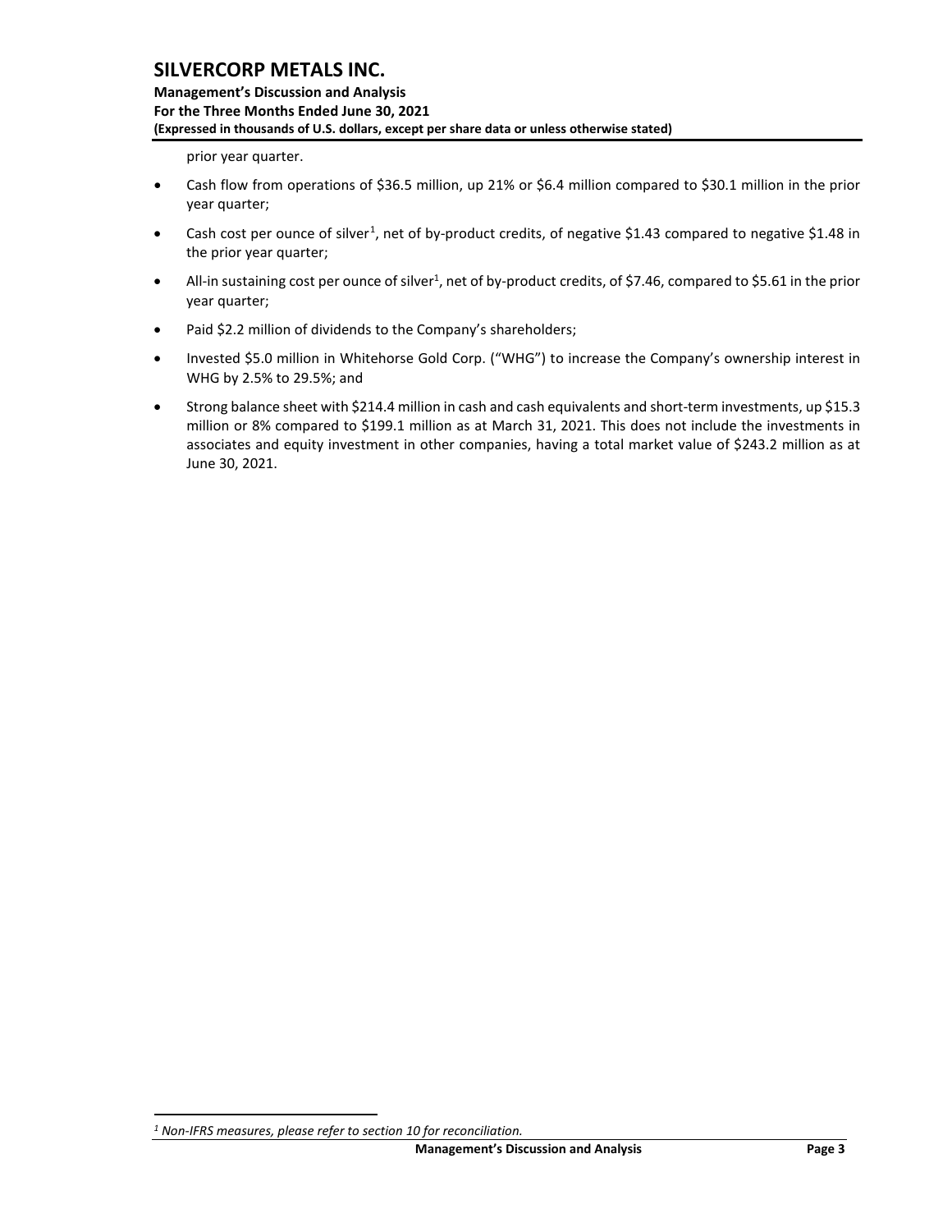prior year quarter.

- Cash flow from operations of $36.5 million, up 21% or $6.4 million compared to $30.1 million in the prior year quarter;
- Cash cost per ounce of silver[1], net of by-product credits, of negative $1.43 compared to negative $1.48 in the prior year quarter;
- All-in sustaining cost per ounce of silver[1], net of by-product credits, of $7.46, compared to $5.61 in the prior year quarter;
- Paid $2.2 million of dividends to the Company's shareholders;
- Invested $5.0 million in Whitehorse Gold Corp. ("WHG") to increase the Company's ownership interest in WHG by 2.5% to 29.5%; and
- Strong balance sheet with $214.4 million in cash and cash equivalents and short-term investments, up $15.3 million or 8% compared to $199.1 million as at March 31, 2021. This does not include the investments in associates and equity investment in other companies, having a total market value of $243.2 million as at June 30, 2021.

*[1] Non-IFRS measures, please refer to section 10 for reconciliation.*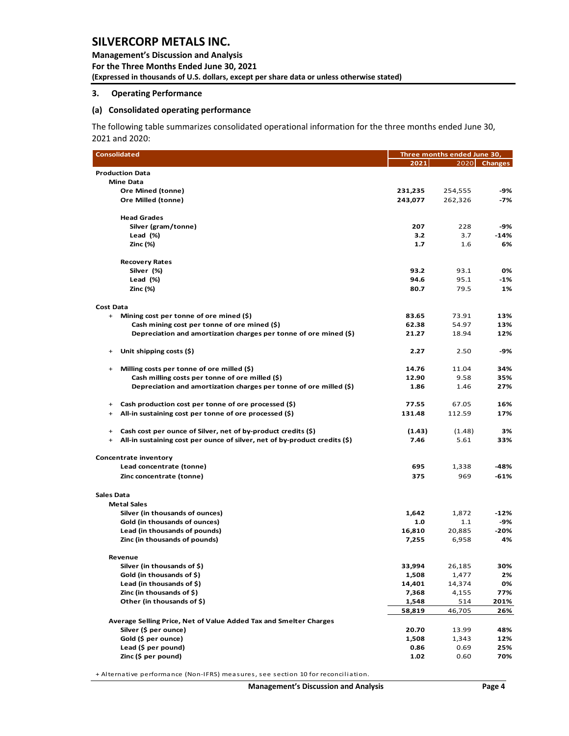## 3. Operating Performance

### (a) Consolidated operating performance

The following table summarizes consolidated operational information for the three months ended June 30, 2021 and 2020:

| Consolidated | Three months ended June 30, | | |
|---|---|---|---|
| | 2021 | 2020 | Changes |
| **Production Data** | | | |
| **Mine Data** | | | |
| Ore Mined (tonne) | 231,235 | 254,555 | -9% |
| Ore Milled (tonne) | 243,077 | 262,326 | -7% |
| **Head Grades** | | | |
| Silver (gram/tonne) | 207 | 228 | -9% |
| Lead (%) | 3.2 | 3.7 | -14% |
| Zinc (%) | 1.7 | 1.6 | 6% |
| **Recovery Rates** | | | |
| Silver (%) | 93.2 | 93.1 | 0% |
| Lead (%) | 94.6 | 95.1 | -1% |
| Zinc (%) | 80.7 | 79.5 | 1% |
| **Cost Data** | | | |
| + Mining cost per tonne of ore mined ($) | 83.65 | 73.91 | 13% |
| Cash mining cost per tonne of ore mined ($) | 62.38 | 54.97 | 13% |
| Depreciation and amortization charges per tonne of ore mined ($) | 21.27 | 18.94 | 12% |
| + Unit shipping costs ($) | 2.27 | 2.50 | -9% |
| + Milling costs per tonne of ore milled ($) | 14.76 | 11.04 | 34% |
| Cash milling costs per tonne of ore milled ($) | 12.90 | 9.58 | 35% |
| Depreciation and amortization charges per tonne of ore milled ($) | 1.86 | 1.46 | 27% |
| + Cash production cost per tonne of ore processed ($) | 77.55 | 67.05 | 16% |
| + All-in sustaining cost per tonne of ore processed ($) | 131.48 | 112.59 | 17% |
| + Cash cost per ounce of Silver, net of by-product credits ($) | (1.43) | (1.48) | 3% |
| + All-in sustaining cost per ounce of silver, net of by-product credits ($) | 7.46 | 5.61 | 33% |
| **Concentrate inventory** | | | |
| Lead concentrate (tonne) | 695 | 1,338 | -48% |
| Zinc concentrate (tonne) | 375 | 969 | -61% |
| **Sales Data** | | | |
| **Metal Sales** | | | |
| Silver (in thousands of ounces) | 1,642 | 1,872 | -12% |
| Gold (in thousands of ounces) | 1.0 | 1.1 | -9% |
| Lead (in thousands of pounds) | 16,810 | 20,885 | -20% |
| Zinc (in thousands of pounds) | 7,255 | 6,958 | 4% |
| **Revenue** | | | |
| Silver (in thousands of $) | 33,994 | 26,185 | 30% |
| Gold (in thousands of $) | 1,508 | 1,477 | 2% |
| Lead (in thousands of $) | 14,401 | 14,374 | 0% |
| Zinc (in thousands of $) | 7,368 | 4,155 | 77% |
| Other (in thousands of $) | 1,548 | 514 | 201% |
| | 58,819 | 46,705 | 26% |
| **Average Selling Price, Net of Value Added Tax and Smelter Charges** | | | |
| Silver ($ per ounce) | 20.70 | 13.99 | 48% |
| Gold ($ per ounce) | 1,508 | 1,343 | 12% |
| Lead ($ per pound) | 0.86 | 0.69 | 25% |
| Zinc ($ per pound) | 1.02 | 0.60 | 70% |

+ Alternative performance (Non-IFRS) measures, see section 10 for reconciliation.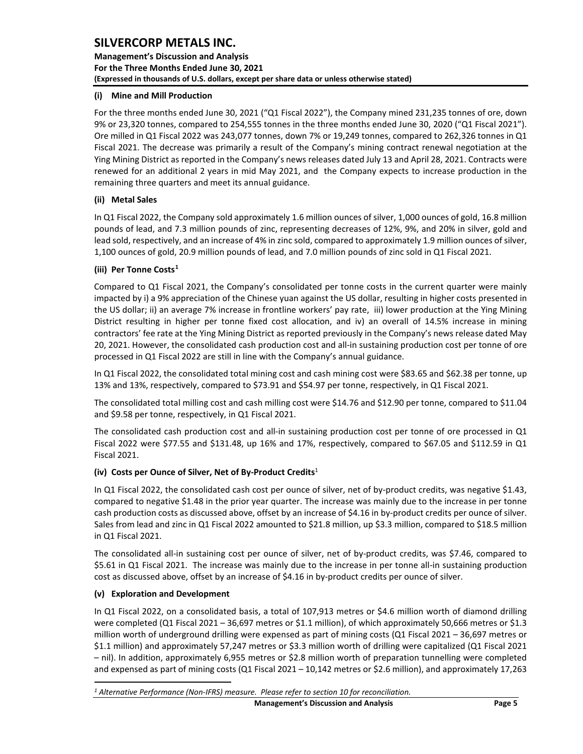### (i) Mine and Mill Production

For the three months ended June 30, 2021 ("Q1 Fiscal 2022"), the Company mined 231,235 tonnes of ore, down 9% or 23,320 tonnes, compared to 254,555 tonnes in the three months ended June 30, 2020 ("Q1 Fiscal 2021"). Ore milled in Q1 Fiscal 2022 was 243,077 tonnes, down 7% or 19,249 tonnes, compared to 262,326 tonnes in Q1 Fiscal 2021. The decrease was primarily a result of the Company's mining contract renewal negotiation at the Ying Mining District as reported in the Company's news releases dated July 13 and April 28, 2021. Contracts were renewed for an additional 2 years in mid May 2021, and the Company expects to increase production in the remaining three quarters and meet its annual guidance.

### (ii) Metal Sales

In Q1 Fiscal 2022, the Company sold approximately 1.6 million ounces of silver, 1,000 ounces of gold, 16.8 million pounds of lead, and 7.3 million pounds of zinc, representing decreases of 12%, 9%, and 20% in silver, gold and lead sold, respectively, and an increase of 4% in zinc sold, compared to approximately 1.9 million ounces of silver, 1,100 ounces of gold, 20.9 million pounds of lead, and 7.0 million pounds of zinc sold in Q1 Fiscal 2021.

### (iii) Per Tonne Costs[1]

Compared to Q1 Fiscal 2021, the Company's consolidated per tonne costs in the current quarter were mainly impacted by i) a 9% appreciation of the Chinese yuan against the US dollar, resulting in higher costs presented in the US dollar; ii) an average 7% increase in frontline workers' pay rate, iii) lower production at the Ying Mining District resulting in higher per tonne fixed cost allocation, and iv) an overall of 14.5% increase in mining contractors' fee rate at the Ying Mining District as reported previously in the Company's news release dated May 20, 2021. However, the consolidated cash production cost and all-in sustaining production cost per tonne of ore processed in Q1 Fiscal 2022 are still in line with the Company's annual guidance.

In Q1 Fiscal 2022, the consolidated total mining cost and cash mining cost were $83.65 and $62.38 per tonne, up 13% and 13%, respectively, compared to $73.91 and $54.97 per tonne, respectively, in Q1 Fiscal 2021.

The consolidated total milling cost and cash milling cost were $14.76 and $12.90 per tonne, compared to $11.04 and $9.58 per tonne, respectively, in Q1 Fiscal 2021.

The consolidated cash production cost and all-in sustaining production cost per tonne of ore processed in Q1 Fiscal 2022 were $77.55 and $131.48, up 16% and 17%, respectively, compared to $67.05 and $112.59 in Q1 Fiscal 2021.

### (iv) Costs per Ounce of Silver, Net of By-Product Credits[1]

In Q1 Fiscal 2022, the consolidated cash cost per ounce of silver, net of by-product credits, was negative $1.43, compared to negative $1.48 in the prior year quarter. The increase was mainly due to the increase in per tonne cash production costs as discussed above, offset by an increase of $4.16 in by-product credits per ounce of silver. Sales from lead and zinc in Q1 Fiscal 2022 amounted to $21.8 million, up $3.3 million, compared to $18.5 million in Q1 Fiscal 2021.

The consolidated all-in sustaining cost per ounce of silver, net of by-product credits, was $7.46, compared to $5.61 in Q1 Fiscal 2021. The increase was mainly due to the increase in per tonne all-in sustaining production cost as discussed above, offset by an increase of $4.16 in by-product credits per ounce of silver.

### (v) Exploration and Development

In Q1 Fiscal 2022, on a consolidated basis, a total of 107,913 metres or $4.6 million worth of diamond drilling were completed (Q1 Fiscal 2021 – 36,697 metres or $1.1 million), of which approximately 50,666 metres or $1.3 million worth of underground drilling were expensed as part of mining costs (Q1 Fiscal 2021 – 36,697 metres or $1.1 million) and approximately 57,247 metres or $3.3 million worth of drilling were capitalized (Q1 Fiscal 2021 – nil). In addition, approximately 6,955 metres or $2.8 million worth of preparation tunnelling were completed and expensed as part of mining costs (Q1 Fiscal 2021 – 10,142 metres or $2.6 million), and approximately 17,263

---

*[1] Alternative Performance (Non-IFRS) measure. Please refer to section 10 for reconciliation.*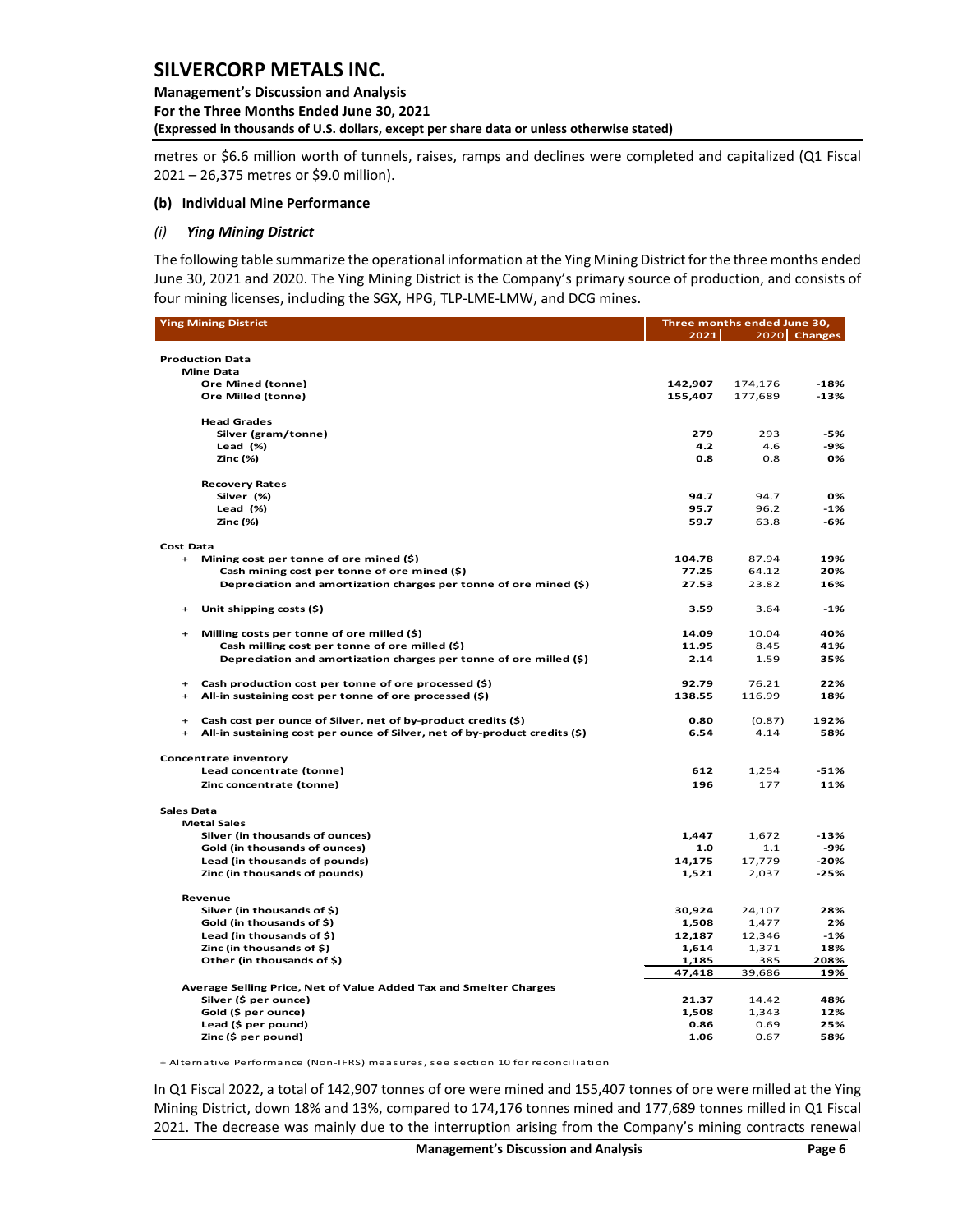metres or $6.6 million worth of tunnels, raises, ramps and declines were completed and capitalized (Q1 Fiscal 2021 – 26,375 metres or $9.0 million).

### (b) Individual Mine Performance

#### *(i) Ying Mining District*

The following table summarize the operational information at the Ying Mining District for the three months ended June 30, 2021 and 2020. The Ying Mining District is the Company's primary source of production, and consists of four mining licenses, including the SGX, HPG, TLP-LME-LMW, and DCG mines.

| Ying Mining District | Three months ended June 30, | | |
|---|---|---|---|
| | 2021 | 2020 | Changes |
| **Production Data** | | | |
| **Mine Data** | | | |
| Ore Mined (tonne) | 142,907 | 174,176 | -18% |
| Ore Milled (tonne) | 155,407 | 177,689 | -13% |
| **Head Grades** | | | |
| Silver (gram/tonne) | 279 | 293 | -5% |
| Lead (%) | 4.2 | 4.6 | -9% |
| Zinc (%) | 0.8 | 0.8 | 0% |
| **Recovery Rates** | | | |
| Silver (%) | 94.7 | 94.7 | 0% |
| Lead (%) | 95.7 | 96.2 | -1% |
| Zinc (%) | 59.7 | 63.8 | -6% |
| **Cost Data** | | | |
| + Mining cost per tonne of ore mined ($) | 104.78 | 87.94 | 19% |
| Cash mining cost per tonne of ore mined ($) | 77.25 | 64.12 | 20% |
| Depreciation and amortization charges per tonne of ore mined ($) | 27.53 | 23.82 | 16% |
| + Unit shipping costs ($) | 3.59 | 3.64 | -1% |
| + Milling costs per tonne of ore milled ($) | 14.09 | 10.04 | 40% |
| Cash milling cost per tonne of ore milled ($) | 11.95 | 8.45 | 41% |
| Depreciation and amortization charges per tonne of ore milled ($) | 2.14 | 1.59 | 35% |
| + Cash production cost per tonne of ore processed ($) | 92.79 | 76.21 | 22% |
| + All-in sustaining cost per tonne of ore processed ($) | 138.55 | 116.99 | 18% |
| + Cash cost per ounce of Silver, net of by-product credits ($) | 0.80 | (0.87) | 192% |
| + All-in sustaining cost per ounce of Silver, net of by-product credits ($) | 6.54 | 4.14 | 58% |
| **Concentrate inventory** | | | |
| Lead concentrate (tonne) | 612 | 1,254 | -51% |
| Zinc concentrate (tonne) | 196 | 177 | 11% |
| **Sales Data** | | | |
| **Metal Sales** | | | |
| Silver (in thousands of ounces) | 1,447 | 1,672 | -13% |
| Gold (in thousands of ounces) | 1.0 | 1.1 | -9% |
| Lead (in thousands of pounds) | 14,175 | 17,779 | -20% |
| Zinc (in thousands of pounds) | 1,521 | 2,037 | -25% |
| **Revenue** | | | |
| Silver (in thousands of $) | 30,924 | 24,107 | 28% |
| Gold (in thousands of $) | 1,508 | 1,477 | 2% |
| Lead (in thousands of $) | 12,187 | 12,346 | -1% |
| Zinc (in thousands of $) | 1,614 | 1,371 | 18% |
| Other (in thousands of $) | 1,185 | 385 | 208% |
| | 47,418 | 39,686 | 19% |
| **Average Selling Price, Net of Value Added Tax and Smelter Charges** | | | |
| Silver ($ per ounce) | 21.37 | 14.42 | 48% |
| Gold ($ per ounce) | 1,508 | 1,343 | 12% |
| Lead ($ per pound) | 0.86 | 0.69 | 25% |
| Zinc ($ per pound) | 1.06 | 0.67 | 58% |

+ Alternative Performance (Non-IFRS) measures, see section 10 for reconciliation

In Q1 Fiscal 2022, a total of 142,907 tonnes of ore were mined and 155,407 tonnes of ore were milled at the Ying Mining District, down 18% and 13%, compared to 174,176 tonnes mined and 177,689 tonnes milled in Q1 Fiscal 2021. The decrease was mainly due to the interruption arising from the Company's mining contracts renewal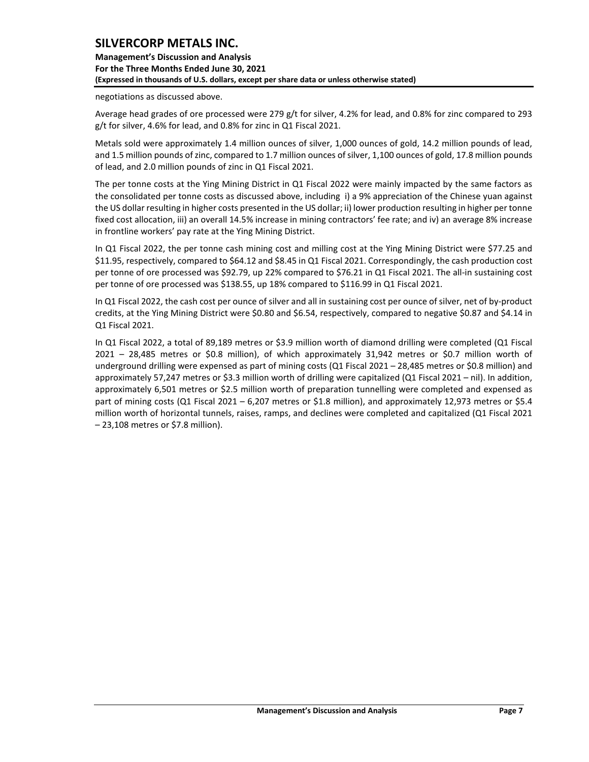negotiations as discussed above.

Average head grades of ore processed were 279 g/t for silver, 4.2% for lead, and 0.8% for zinc compared to 293 g/t for silver, 4.6% for lead, and 0.8% for zinc in Q1 Fiscal 2021.

Metals sold were approximately 1.4 million ounces of silver, 1,000 ounces of gold, 14.2 million pounds of lead, and 1.5 million pounds of zinc, compared to 1.7 million ounces of silver, 1,100 ounces of gold, 17.8 million pounds of lead, and 2.0 million pounds of zinc in Q1 Fiscal 2021.

The per tonne costs at the Ying Mining District in Q1 Fiscal 2022 were mainly impacted by the same factors as the consolidated per tonne costs as discussed above, including i) a 9% appreciation of the Chinese yuan against the US dollar resulting in higher costs presented in the US dollar; ii) lower production resulting in higher per tonne fixed cost allocation, iii) an overall 14.5% increase in mining contractors' fee rate; and iv) an average 8% increase in frontline workers' pay rate at the Ying Mining District.

In Q1 Fiscal 2022, the per tonne cash mining cost and milling cost at the Ying Mining District were $77.25 and $11.95, respectively, compared to $64.12 and $8.45 in Q1 Fiscal 2021. Correspondingly, the cash production cost per tonne of ore processed was $92.79, up 22% compared to $76.21 in Q1 Fiscal 2021. The all-in sustaining cost per tonne of ore processed was $138.55, up 18% compared to $116.99 in Q1 Fiscal 2021.

In Q1 Fiscal 2022, the cash cost per ounce of silver and all in sustaining cost per ounce of silver, net of by-product credits, at the Ying Mining District were $0.80 and $6.54, respectively, compared to negative $0.87 and $4.14 in Q1 Fiscal 2021.

In Q1 Fiscal 2022, a total of 89,189 metres or $3.9 million worth of diamond drilling were completed (Q1 Fiscal 2021 – 28,485 metres or $0.8 million), of which approximately 31,942 metres or $0.7 million worth of underground drilling were expensed as part of mining costs (Q1 Fiscal 2021 – 28,485 metres or $0.8 million) and approximately 57,247 metres or $3.3 million worth of drilling were capitalized (Q1 Fiscal 2021 – nil). In addition, approximately 6,501 metres or $2.5 million worth of preparation tunnelling were completed and expensed as part of mining costs (Q1 Fiscal 2021 – 6,207 metres or $1.8 million), and approximately 12,973 metres or $5.4 million worth of horizontal tunnels, raises, ramps, and declines were completed and capitalized (Q1 Fiscal 2021 – 23,108 metres or $7.8 million).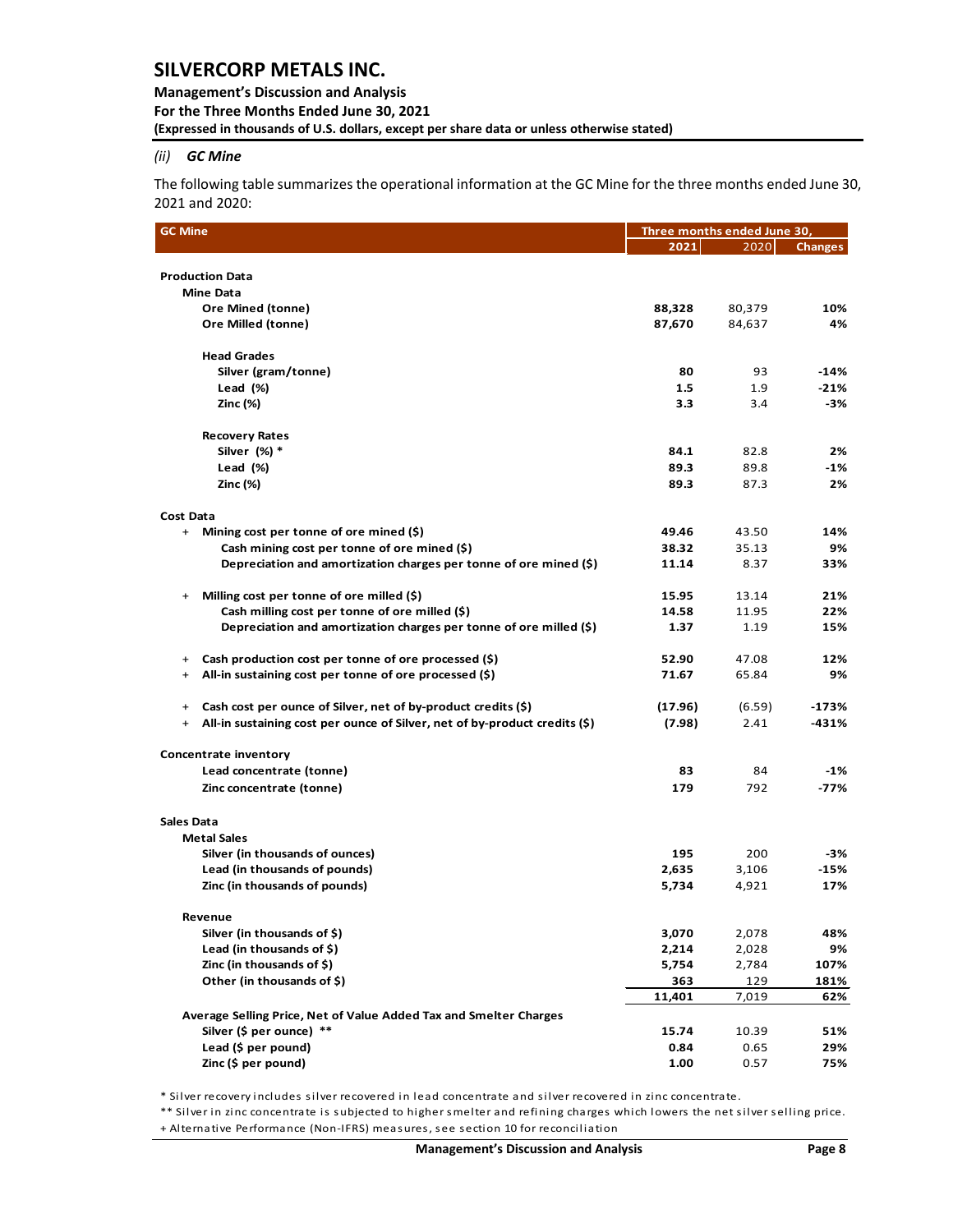### (ii) GC Mine

The following table summarizes the operational information at the GC Mine for the three months ended June 30, 2021 and 2020:

| GC Mine | Three months ended June 30, | | |
|---|---|---|---|
| | 2021 | 2020 | Changes |
| **Production Data** | | | |
| **Mine Data** | | | |
| Ore Mined (tonne) | 88,328 | 80,379 | 10% |
| Ore Milled (tonne) | 87,670 | 84,637 | 4% |
| **Head Grades** | | | |
| Silver (gram/tonne) | 80 | 93 | -14% |
| Lead (%) | 1.5 | 1.9 | -21% |
| Zinc (%) | 3.3 | 3.4 | -3% |
| **Recovery Rates** | | | |
| Silver (%) * | 84.1 | 82.8 | 2% |
| Lead (%) | 89.3 | 89.8 | -1% |
| Zinc (%) | 89.3 | 87.3 | 2% |
| **Cost Data** | | | |
| + Mining cost per tonne of ore mined ($) | 49.46 | 43.50 | 14% |
| Cash mining cost per tonne of ore mined ($) | 38.32 | 35.13 | 9% |
| Depreciation and amortization charges per tonne of ore mined ($) | 11.14 | 8.37 | 33% |
| + Milling cost per tonne of ore milled ($) | 15.95 | 13.14 | 21% |
| Cash milling cost per tonne of ore milled ($) | 14.58 | 11.95 | 22% |
| Depreciation and amortization charges per tonne of ore milled ($) | 1.37 | 1.19 | 15% |
| + Cash production cost per tonne of ore processed ($) | 52.90 | 47.08 | 12% |
| + All-in sustaining cost per tonne of ore processed ($) | 71.67 | 65.84 | 9% |
| + Cash cost per ounce of Silver, net of by-product credits ($) | (17.96) | (6.59) | -173% |
| + All-in sustaining cost per ounce of Silver, net of by-product credits ($) | (7.98) | 2.41 | -431% |
| **Concentrate inventory** | | | |
| Lead concentrate (tonne) | 83 | 84 | -1% |
| Zinc concentrate (tonne) | 179 | 792 | -77% |
| **Sales Data** | | | |
| **Metal Sales** | | | |
| Silver (in thousands of ounces) | 195 | 200 | -3% |
| Lead (in thousands of pounds) | 2,635 | 3,106 | -15% |
| Zinc (in thousands of pounds) | 5,734 | 4,921 | 17% |
| **Revenue** | | | |
| Silver (in thousands of $) | 3,070 | 2,078 | 48% |
| Lead (in thousands of $) | 2,214 | 2,028 | 9% |
| Zinc (in thousands of $) | 5,754 | 2,784 | 107% |
| Other (in thousands of $) | 363 | 129 | 181% |
| | 11,401 | 7,019 | 62% |
| **Average Selling Price, Net of Value Added Tax and Smelter Charges** | | | |
| Silver ($ per ounce) ** | 15.74 | 10.39 | 51% |
| Lead ($ per pound) | 0.84 | 0.65 | 29% |
| Zinc ($ per pound) | 1.00 | 0.57 | 75% |

\* Silver recovery includes silver recovered in lead concentrate and silver recovered in zinc concentrate.

\*\* Silver in zinc concentrate is subjected to higher smelter and refining charges which lowers the net silver selling price.

\+ Alternative Performance (Non-IFRS) measures, see section 10 for reconciliation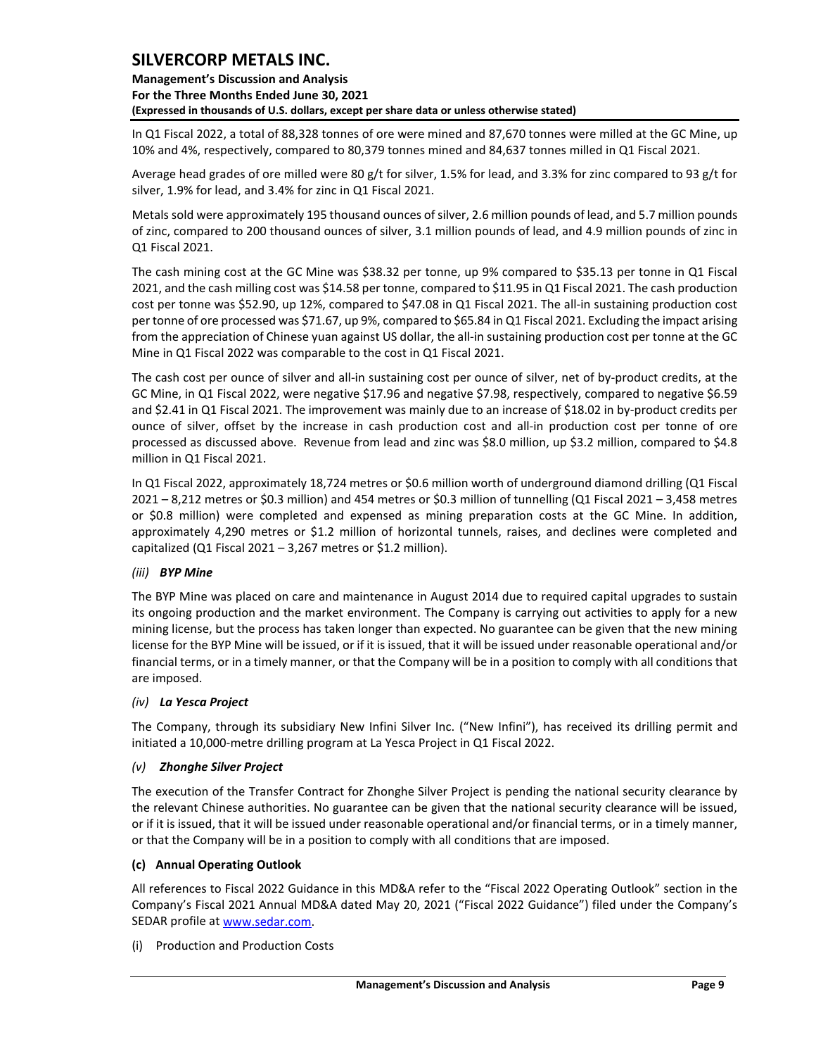In Q1 Fiscal 2022, a total of 88,328 tonnes of ore were mined and 87,670 tonnes were milled at the GC Mine, up 10% and 4%, respectively, compared to 80,379 tonnes mined and 84,637 tonnes milled in Q1 Fiscal 2021.

Average head grades of ore milled were 80 g/t for silver, 1.5% for lead, and 3.3% for zinc compared to 93 g/t for silver, 1.9% for lead, and 3.4% for zinc in Q1 Fiscal 2021.

Metals sold were approximately 195 thousand ounces of silver, 2.6 million pounds of lead, and 5.7 million pounds of zinc, compared to 200 thousand ounces of silver, 3.1 million pounds of lead, and 4.9 million pounds of zinc in Q1 Fiscal 2021.

The cash mining cost at the GC Mine was $38.32 per tonne, up 9% compared to $35.13 per tonne in Q1 Fiscal 2021, and the cash milling cost was $14.58 per tonne, compared to $11.95 in Q1 Fiscal 2021. The cash production cost per tonne was $52.90, up 12%, compared to $47.08 in Q1 Fiscal 2021. The all-in sustaining production cost per tonne of ore processed was $71.67, up 9%, compared to $65.84 in Q1 Fiscal 2021. Excluding the impact arising from the appreciation of Chinese yuan against US dollar, the all-in sustaining production cost per tonne at the GC Mine in Q1 Fiscal 2022 was comparable to the cost in Q1 Fiscal 2021.

The cash cost per ounce of silver and all-in sustaining cost per ounce of silver, net of by-product credits, at the GC Mine, in Q1 Fiscal 2022, were negative $17.96 and negative $7.98, respectively, compared to negative $6.59 and $2.41 in Q1 Fiscal 2021. The improvement was mainly due to an increase of $18.02 in by-product credits per ounce of silver, offset by the increase in cash production cost and all-in production cost per tonne of ore processed as discussed above. Revenue from lead and zinc was $8.0 million, up $3.2 million, compared to $4.8 million in Q1 Fiscal 2021.

In Q1 Fiscal 2022, approximately 18,724 metres or $0.6 million worth of underground diamond drilling (Q1 Fiscal 2021 – 8,212 metres or $0.3 million) and 454 metres or $0.3 million of tunnelling (Q1 Fiscal 2021 – 3,458 metres or $0.8 million) were completed and expensed as mining preparation costs at the GC Mine. In addition, approximately 4,290 metres or $1.2 million of horizontal tunnels, raises, and declines were completed and capitalized (Q1 Fiscal 2021 – 3,267 metres or $1.2 million).

*(iii)* ***BYP Mine***

The BYP Mine was placed on care and maintenance in August 2014 due to required capital upgrades to sustain its ongoing production and the market environment. The Company is carrying out activities to apply for a new mining license, but the process has taken longer than expected. No guarantee can be given that the new mining license for the BYP Mine will be issued, or if it is issued, that it will be issued under reasonable operational and/or financial terms, or in a timely manner, or that the Company will be in a position to comply with all conditions that are imposed.

*(iv)* ***La Yesca Project***

The Company, through its subsidiary New Infini Silver Inc. ("New Infini"), has received its drilling permit and initiated a 10,000-metre drilling program at La Yesca Project in Q1 Fiscal 2022.

*(v)* ***Zhonghe Silver Project***

The execution of the Transfer Contract for Zhonghe Silver Project is pending the national security clearance by the relevant Chinese authorities. No guarantee can be given that the national security clearance will be issued, or if it is issued, that it will be issued under reasonable operational and/or financial terms, or in a timely manner, or that the Company will be in a position to comply with all conditions that are imposed.

**(c) Annual Operating Outlook**

All references to Fiscal 2022 Guidance in this MD&A refer to the "Fiscal 2022 Operating Outlook" section in the Company's Fiscal 2021 Annual MD&A dated May 20, 2021 ("Fiscal 2022 Guidance") filed under the Company's SEDAR profile at www.sedar.com.

(i) Production and Production Costs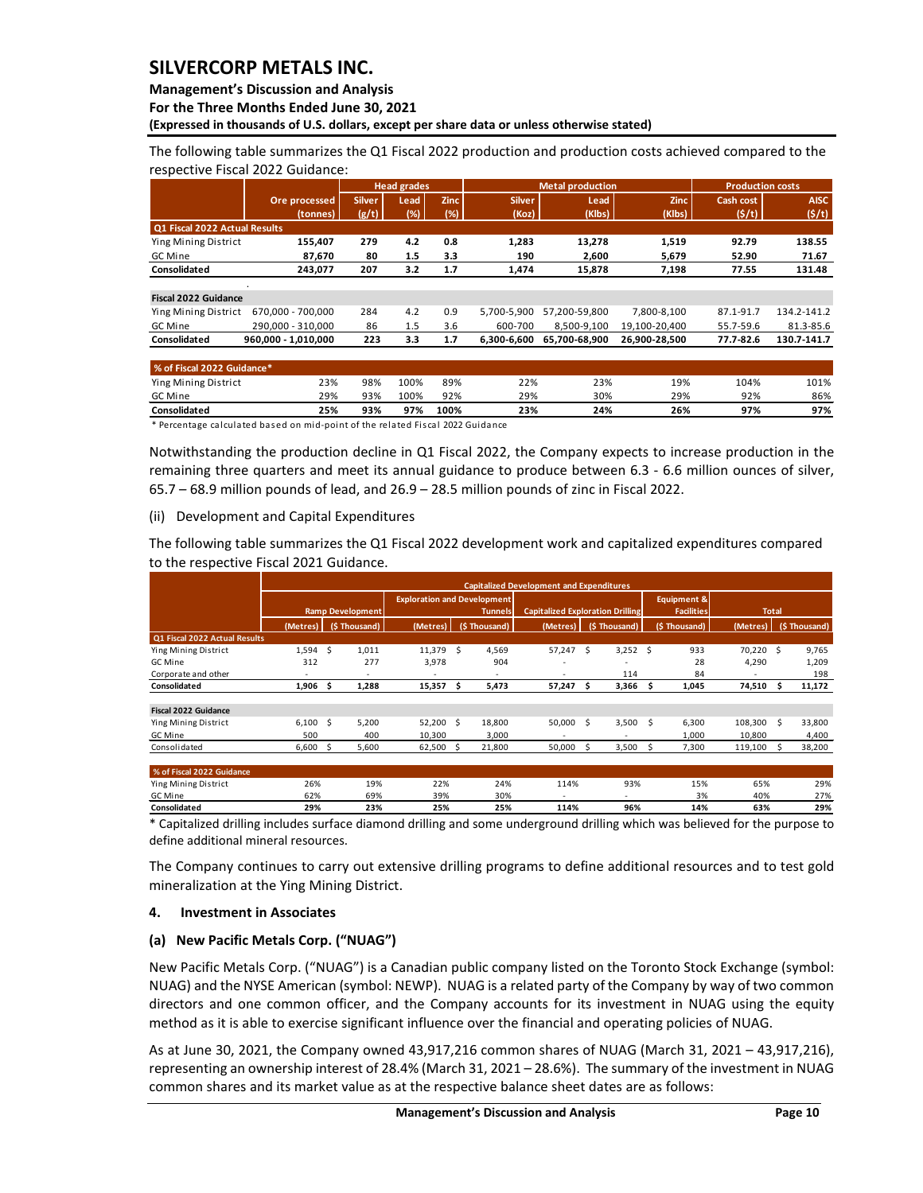The following table summarizes the Q1 Fiscal 2022 production and production costs achieved compared to the respective Fiscal 2022 Guidance:

| | Ore processed | Head grades | | | Metal production | | | Production costs | |
|---|---|---|---|---|---|---|---|---|---|
| | | Silver | Lead | Zinc | Silver | Lead | Zinc | Cash cost | AISC |
| | (tonnes) | (g/t) | (%) | (%) | (Koz) | (Klbs) | (Klbs) | ($/t) | ($/t) |
| **Q1 Fiscal 2022 Actual Results** | | | | | | | | | |
| Ying Mining District | **155,407** | **279** | **4.2** | **0.8** | **1,283** | **13,278** | **1,519** | **92.79** | **138.55** |
| GC Mine | **87,670** | **80** | **1.5** | **3.3** | **190** | **2,600** | **5,679** | **52.90** | **71.67** |
| **Consolidated** | **243,077** | **207** | **3.2** | **1.7** | **1,474** | **15,878** | **7,198** | **77.55** | **131.48** |
| **Fiscal 2022 Guidance** | | | | | | | | | |
| Ying Mining District | 670,000 - 700,000 | 284 | 4.2 | 0.9 | 5,700-5,900 | 57,200-59,800 | 7,800-8,100 | 87.1-91.7 | 134.2-141.2 |
| GC Mine | 290,000 - 310,000 | 86 | 1.5 | 3.6 | 600-700 | 8,500-9,100 | 19,100-20,400 | 55.7-59.6 | 81.3-85.6 |
| **Consolidated** | **960,000 - 1,010,000** | **223** | **3.3** | **1.7** | **6,300-6,600** | **65,700-68,900** | **26,900-28,500** | **77.7-82.6** | **130.7-141.7** |
| **% of Fiscal 2022 Guidance*** | | | | | | | | | |
| Ying Mining District | 23% | 98% | 100% | 89% | 22% | 23% | 19% | 104% | 101% |
| GC Mine | 29% | 93% | 100% | 92% | 29% | 30% | 29% | 92% | 86% |
| **Consolidated** | **25%** | **93%** | **97%** | **100%** | **23%** | **24%** | **26%** | **97%** | **97%** |

\* Percentage calculated based on mid-point of the related Fiscal 2022 Guidance

Notwithstanding the production decline in Q1 Fiscal 2022, the Company expects to increase production in the remaining three quarters and meet its annual guidance to produce between 6.3 - 6.6 million ounces of silver, 65.7 – 68.9 million pounds of lead, and 26.9 – 28.5 million pounds of zinc in Fiscal 2022.

(ii) Development and Capital Expenditures

The following table summarizes the Q1 Fiscal 2022 development work and capitalized expenditures compared to the respective Fiscal 2021 Guidance.

| | Capitalized Development and Expenditures | | | | | | | | |
|---|---|---|---|---|---|---|---|---|---|
| | Ramp Development | | Exploration and Development Tunnels | | Capitalized Exploration Drilling | | Equipment & Facilities | Total | |
| | (Metres) | ($ Thousand) | (Metres) | ($ Thousand) | (Metres) | ($ Thousand) | ($ Thousand) | (Metres) | ($ Thousand) |
| **Q1 Fiscal 2022 Actual Results** | | | | | | | | | |
| Ying Mining District | 1,594 | $ 1,011 | 11,379 | $ 4,569 | 57,247 | $ 3,252 | $ 933 | 70,220 | $ 9,765 |
| GC Mine | 312 | 277 | 3,978 | 904 | - | - | 28 | 4,290 | 1,209 |
| Corporate and other | - | - | - | - | - | 114 | 84 | - | 198 |
| **Consolidated** | **1,906** | **$ 1,288** | **15,357** | **$ 5,473** | **57,247** | **$ 3,366** | **$ 1,045** | **74,510** | **$ 11,172** |
| **Fiscal 2022 Guidance** | | | | | | | | | |
| Ying Mining District | 6,100 | $ 5,200 | 52,200 | $ 18,800 | 50,000 | $ 3,500 | $ 6,300 | 108,300 | $ 33,800 |
| GC Mine | 500 | 400 | 10,300 | 3,000 | - | - | 1,000 | 10,800 | 4,400 |
| Consolidated | 6,600 | $ 5,600 | 62,500 | $ 21,800 | 50,000 | $ 3,500 | $ 7,300 | 119,100 | $ 38,200 |
| **% of Fiscal 2022 Guidance** | | | | | | | | | |
| Ying Mining District | 26% | 19% | 22% | 24% | 114% | 93% | 15% | 65% | 29% |
| GC Mine | 62% | 69% | 39% | 30% | - | - | 3% | 40% | 27% |
| **Consolidated** | **29%** | **23%** | **25%** | **25%** | **114%** | **96%** | **14%** | **63%** | **29%** |

\* Capitalized drilling includes surface diamond drilling and some underground drilling which was believed for the purpose to define additional mineral resources.

The Company continues to carry out extensive drilling programs to define additional resources and to test gold mineralization at the Ying Mining District.

## 4. Investment in Associates

### (a) New Pacific Metals Corp. ("NUAG")

New Pacific Metals Corp. ("NUAG") is a Canadian public company listed on the Toronto Stock Exchange (symbol: NUAG) and the NYSE American (symbol: NEWP). NUAG is a related party of the Company by way of two common directors and one common officer, and the Company accounts for its investment in NUAG using the equity method as it is able to exercise significant influence over the financial and operating policies of NUAG.

As at June 30, 2021, the Company owned 43,917,216 common shares of NUAG (March 31, 2021 – 43,917,216), representing an ownership interest of 28.4% (March 31, 2021 – 28.6%). The summary of the investment in NUAG common shares and its market value as at the respective balance sheet dates are as follows: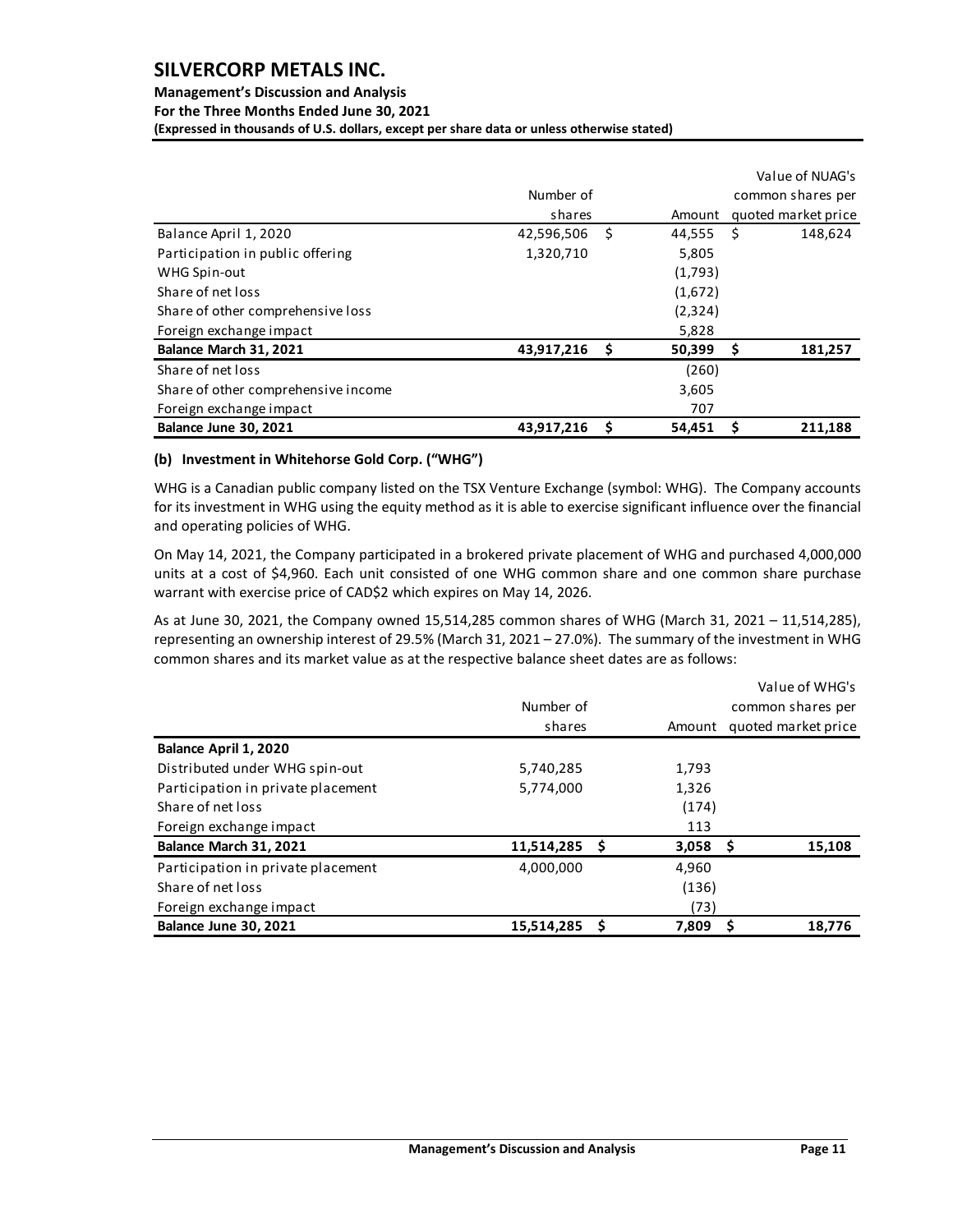| | Number of shares | | Amount | | Value of NUAG's common shares per quoted market price |
|---|---|---|---|---|---|
| Balance April 1, 2020 | 42,596,506 | $ | 44,555 | $ | 148,624 |
| Participation in public offering | 1,320,710 | | 5,805 | | |
| WHG Spin-out | | | (1,793) | | |
| Share of net loss | | | (1,672) | | |
| Share of other comprehensive loss | | | (2,324) | | |
| Foreign exchange impact | | | 5,828 | | |
| **Balance March 31, 2021** | **43,917,216** | **$** | **50,399** | **$** | **181,257** |
| Share of net loss | | | (260) | | |
| Share of other comprehensive income | | | 3,605 | | |
| Foreign exchange impact | | | 707 | | |
| **Balance June 30, 2021** | **43,917,216** | **$** | **54,451** | **$** | **211,188** |

### (b) Investment in Whitehorse Gold Corp. ("WHG")

WHG is a Canadian public company listed on the TSX Venture Exchange (symbol: WHG). The Company accounts for its investment in WHG using the equity method as it is able to exercise significant influence over the financial and operating policies of WHG.

On May 14, 2021, the Company participated in a brokered private placement of WHG and purchased 4,000,000 units at a cost of $4,960. Each unit consisted of one WHG common share and one common share purchase warrant with exercise price of CAD$2 which expires on May 14, 2026.

As at June 30, 2021, the Company owned 15,514,285 common shares of WHG (March 31, 2021 – 11,514,285), representing an ownership interest of 29.5% (March 31, 2021 – 27.0%). The summary of the investment in WHG common shares and its market value as at the respective balance sheet dates are as follows:

| | Number of shares | | Amount | | Value of WHG's common shares per quoted market price |
|---|---|---|---|---|---|
| **Balance April 1, 2020** | | | | | |
| Distributed under WHG spin-out | 5,740,285 | | 1,793 | | |
| Participation in private placement | 5,774,000 | | 1,326 | | |
| Share of net loss | | | (174) | | |
| Foreign exchange impact | | | 113 | | |
| **Balance March 31, 2021** | **11,514,285** | **$** | **3,058** | **$** | **15,108** |
| Participation in private placement | 4,000,000 | | 4,960 | | |
| Share of net loss | | | (136) | | |
| Foreign exchange impact | | | (73) | | |
| **Balance June 30, 2021** | **15,514,285** | **$** | **7,809** | **$** | **18,776** |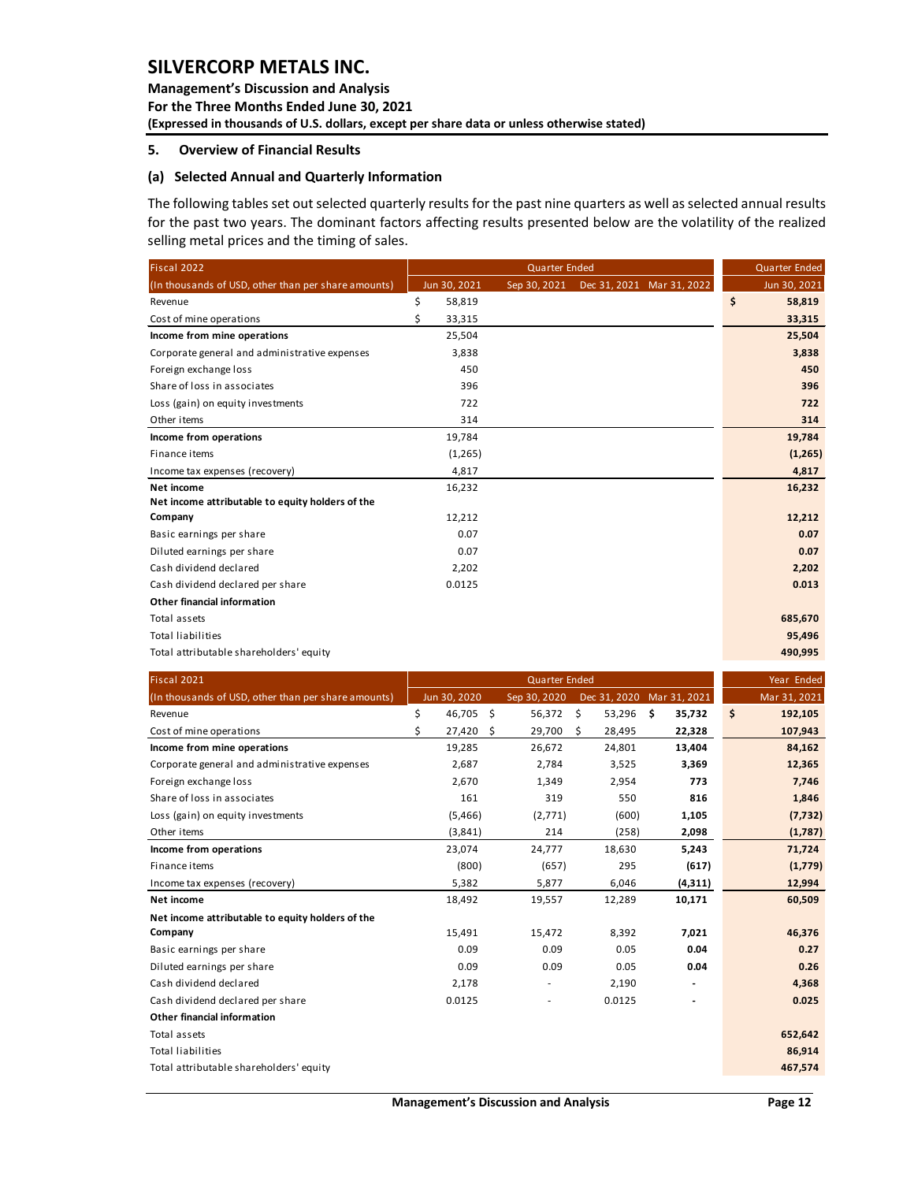## 5. Overview of Financial Results

### (a) Selected Annual and Quarterly Information

The following tables set out selected quarterly results for the past nine quarters as well as selected annual results for the past two years. The dominant factors affecting results presented below are the volatility of the realized selling metal prices and the timing of sales.

| Fiscal 2022 | Quarter Ended | | | | Quarter Ended |
|---|---|---|---|---|---|
| (In thousands of USD, other than per share amounts) | Jun 30, 2021 | Sep 30, 2021 | Dec 31, 2021 | Mar 31, 2022 | Jun 30, 2021 |
| Revenue | $ 58,819 | | | | $ **58,819** |
| Cost of mine operations | $ 33,315 | | | | **33,315** |
| **Income from mine operations** | 25,504 | | | | **25,504** |
| Corporate general and administrative expenses | 3,838 | | | | **3,838** |
| Foreign exchange loss | 450 | | | | **450** |
| Share of loss in associates | 396 | | | | **396** |
| Loss (gain) on equity investments | 722 | | | | **722** |
| Other items | 314 | | | | **314** |
| **Income from operations** | 19,784 | | | | **19,784** |
| Finance items | (1,265) | | | | **(1,265)** |
| Income tax expenses (recovery) | 4,817 | | | | **4,817** |
| **Net income** | 16,232 | | | | **16,232** |
| **Net income attributable to equity holders of the Company** | 12,212 | | | | **12,212** |
| Basic earnings per share | 0.07 | | | | **0.07** |
| Diluted earnings per share | 0.07 | | | | **0.07** |
| Cash dividend declared | 2,202 | | | | **2,202** |
| Cash dividend declared per share | 0.0125 | | | | **0.013** |
| **Other financial information** | | | | | |
| Total assets | | | | | **685,670** |
| Total liabilities | | | | | **95,496** |
| Total attributable shareholders' equity | | | | | **490,995** |

| Fiscal 2021 | Quarter Ended | | | | Year Ended |
|---|---|---|---|---|---|
| (In thousands of USD, other than per share amounts) | Jun 30, 2020 | Sep 30, 2020 | Dec 31, 2020 | Mar 31, 2021 | Mar 31, 2021 |
| Revenue | $ 46,705 | $ 56,372 | $ 53,296 | $ **35,732** | $ **192,105** |
| Cost of mine operations | $ 27,420 | $ 29,700 | $ 28,495 | **22,328** | **107,943** |
| **Income from mine operations** | 19,285 | 26,672 | 24,801 | **13,404** | **84,162** |
| Corporate general and administrative expenses | 2,687 | 2,784 | 3,525 | **3,369** | **12,365** |
| Foreign exchange loss | 2,670 | 1,349 | 2,954 | **773** | **7,746** |
| Share of loss in associates | 161 | 319 | 550 | **816** | **1,846** |
| Loss (gain) on equity investments | (5,466) | (2,771) | (600) | **1,105** | **(7,732)** |
| Other items | (3,841) | 214 | (258) | **2,098** | **(1,787)** |
| **Income from operations** | 23,074 | 24,777 | 18,630 | **5,243** | **71,724** |
| Finance items | (800) | (657) | 295 | **(617)** | **(1,779)** |
| Income tax expenses (recovery) | 5,382 | 5,877 | 6,046 | **(4,311)** | **12,994** |
| **Net income** | 18,492 | 19,557 | 12,289 | **10,171** | **60,509** |
| **Net income attributable to equity holders of the Company** | 15,491 | 15,472 | 8,392 | **7,021** | **46,376** |
| Basic earnings per share | 0.09 | 0.09 | 0.05 | **0.04** | **0.27** |
| Diluted earnings per share | 0.09 | 0.09 | 0.05 | **0.04** | **0.26** |
| Cash dividend declared | 2,178 | - | 2,190 | **-** | **4,368** |
| Cash dividend declared per share | 0.0125 | - | 0.0125 | **-** | **0.025** |
| **Other financial information** | | | | | |
| Total assets | | | | | **652,642** |
| Total liabilities | | | | | **86,914** |
| Total attributable shareholders' equity | | | | | **467,574** |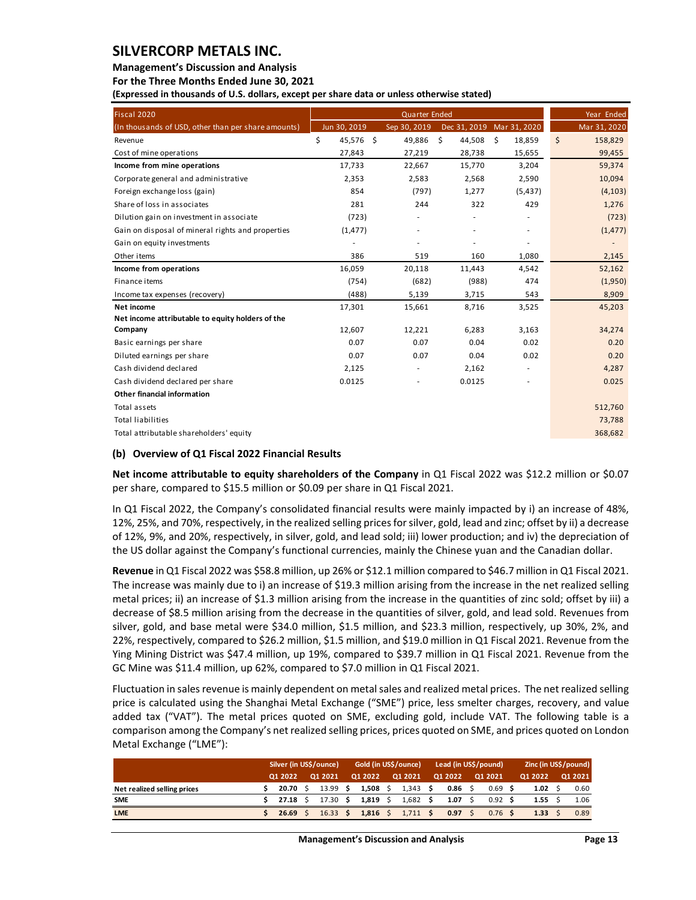| Fiscal 2020 | Quarter Ended | | | | Year Ended |
|---|---|---|---|---|---|
| (In thousands of USD, other than per share amounts) | Jun 30, 2019 | Sep 30, 2019 | Dec 31, 2019 | Mar 31, 2020 | Mar 31, 2020 |
| Revenue | $ 45,576 | $ 49,886 | $ 44,508 | $ 18,859 | $ 158,829 |
| Cost of mine operations | 27,843 | 27,219 | 28,738 | 15,655 | 99,455 |
| **Income from mine operations** | 17,733 | 22,667 | 15,770 | 3,204 | 59,374 |
| Corporate general and administrative | 2,353 | 2,583 | 2,568 | 2,590 | 10,094 |
| Foreign exchange loss (gain) | 854 | (797) | 1,277 | (5,437) | (4,103) |
| Share of loss in associates | 281 | 244 | 322 | 429 | 1,276 |
| Dilution gain on investment in associate | (723) | - | - | - | (723) |
| Gain on disposal of mineral rights and properties | (1,477) | - | - | - | (1,477) |
| Gain on equity investments | - | - | - | - | - |
| Other items | 386 | 519 | 160 | 1,080 | 2,145 |
| **Income from operations** | 16,059 | 20,118 | 11,443 | 4,542 | 52,162 |
| Finance items | (754) | (682) | (988) | 474 | (1,950) |
| Income tax expenses (recovery) | (488) | 5,139 | 3,715 | 543 | 8,909 |
| **Net income** | 17,301 | 15,661 | 8,716 | 3,525 | 45,203 |
| **Net income attributable to equity holders of the Company** | 12,607 | 12,221 | 6,283 | 3,163 | 34,274 |
| Basic earnings per share | 0.07 | 0.07 | 0.04 | 0.02 | 0.20 |
| Diluted earnings per share | 0.07 | 0.07 | 0.04 | 0.02 | 0.20 |
| Cash dividend declared | 2,125 | - | 2,162 | - | 4,287 |
| Cash dividend declared per share | 0.0125 | - | 0.0125 | - | 0.025 |
| **Other financial information** | | | | | |
| Total assets | | | | | 512,760 |
| Total liabilities | | | | | 73,788 |
| Total attributable shareholders' equity | | | | | 368,682 |

### (b) Overview of Q1 Fiscal 2022 Financial Results

**Net income attributable to equity shareholders of the Company** in Q1 Fiscal 2022 was $12.2 million or $0.07 per share, compared to $15.5 million or $0.09 per share in Q1 Fiscal 2021.

In Q1 Fiscal 2022, the Company's consolidated financial results were mainly impacted by i) an increase of 48%, 12%, 25%, and 70%, respectively, in the realized selling prices for silver, gold, lead and zinc; offset by ii) a decrease of 12%, 9%, and 20%, respectively, in silver, gold, and lead sold; iii) lower production; and iv) the depreciation of the US dollar against the Company's functional currencies, mainly the Chinese yuan and the Canadian dollar.

**Revenue** in Q1 Fiscal 2022 was $58.8 million, up 26% or $12.1 million compared to $46.7 million in Q1 Fiscal 2021. The increase was mainly due to i) an increase of $19.3 million arising from the increase in the net realized selling metal prices; ii) an increase of $1.3 million arising from the increase in the quantities of zinc sold; offset by iii) a decrease of $8.5 million arising from the decrease in the quantities of silver, gold, and lead sold. Revenues from silver, gold, and base metal were $34.0 million, $1.5 million, and $23.3 million, respectively, up 30%, 2%, and 22%, respectively, compared to $26.2 million, $1.5 million, and $19.0 million in Q1 Fiscal 2021. Revenue from the Ying Mining District was $47.4 million, up 19%, compared to $39.7 million in Q1 Fiscal 2021. Revenue from the GC Mine was $11.4 million, up 62%, compared to $7.0 million in Q1 Fiscal 2021.

Fluctuation in sales revenue is mainly dependent on metal sales and realized metal prices. The net realized selling price is calculated using the Shanghai Metal Exchange ("SME") price, less smelter charges, recovery, and value added tax ("VAT"). The metal prices quoted on SME, excluding gold, include VAT. The following table is a comparison among the Company's net realized selling prices, prices quoted on SME, and prices quoted on London Metal Exchange ("LME"):

| | Silver (in US$/ounce) | | Gold (in US$/ounce) | | Lead (in US$/pound) | | Zinc (in US$/pound) | |
|---|---|---|---|---|---|---|---|---|
| | Q1 2022 | Q1 2021 | Q1 2022 | Q1 2021 | Q1 2022 | Q1 2021 | Q1 2022 | Q1 2021 |
| **Net realized selling prices** | **$ 20.70** | $ 13.99 | **$ 1,508** | $ 1,343 | **$ 0.86** | $ 0.69 | **$ 1.02** | $ 0.60 |
| **SME** | **$ 27.18** | $ 17.30 | **$ 1,819** | $ 1,682 | **$ 1.07** | $ 0.92 | **$ 1.55** | $ 1.06 |
| **LME** | **$ 26.69** | $ 16.33 | **$ 1,816** | $ 1,711 | **$ 0.97** | $ 0.76 | **$ 1.33** | $ 0.89 |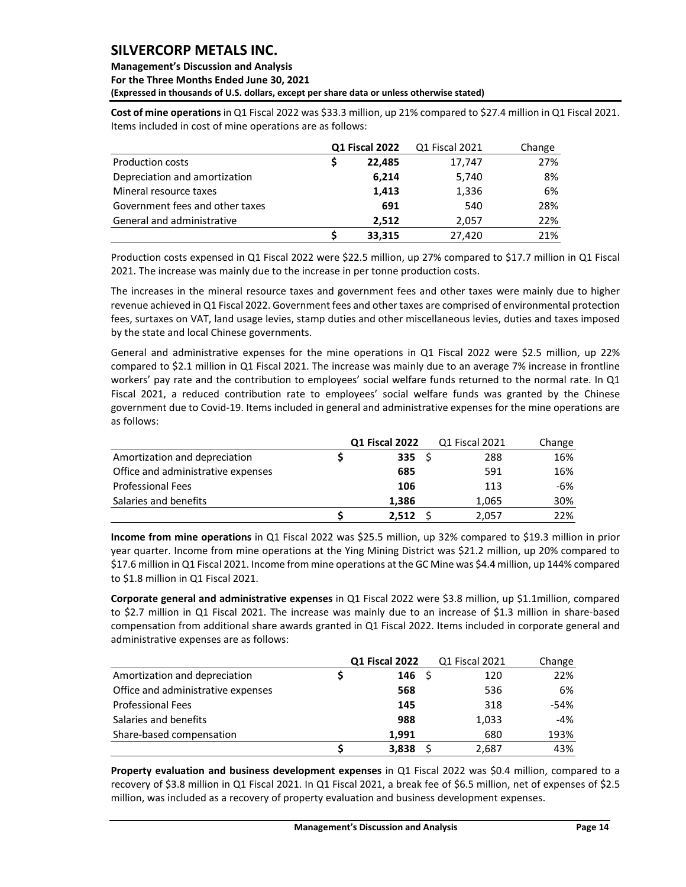**Cost of mine operations** in Q1 Fiscal 2022 was $33.3 million, up 21% compared to $27.4 million in Q1 Fiscal 2021. Items included in cost of mine operations are as follows:

| | Q1 Fiscal 2022 | Q1 Fiscal 2021 | Change |
|---|---|---|---|
| Production costs | $ 22,485 | 17,747 | 27% |
| Depreciation and amortization | 6,214 | 5,740 | 8% |
| Mineral resource taxes | 1,413 | 1,336 | 6% |
| Government fees and other taxes | 691 | 540 | 28% |
| General and administrative | 2,512 | 2,057 | 22% |
| | $ 33,315 | 27,420 | 21% |

Production costs expensed in Q1 Fiscal 2022 were $22.5 million, up 27% compared to $17.7 million in Q1 Fiscal 2021. The increase was mainly due to the increase in per tonne production costs.

The increases in the mineral resource taxes and government fees and other taxes were mainly due to higher revenue achieved in Q1 Fiscal 2022. Government fees and other taxes are comprised of environmental protection fees, surtaxes on VAT, land usage levies, stamp duties and other miscellaneous levies, duties and taxes imposed by the state and local Chinese governments.

General and administrative expenses for the mine operations in Q1 Fiscal 2022 were $2.5 million, up 22% compared to $2.1 million in Q1 Fiscal 2021. The increase was mainly due to an average 7% increase in frontline workers' pay rate and the contribution to employees' social welfare funds returned to the normal rate. In Q1 Fiscal 2021, a reduced contribution rate to employees' social welfare funds was granted by the Chinese government due to Covid-19. Items included in general and administrative expenses for the mine operations are as follows:

| | Q1 Fiscal 2022 | Q1 Fiscal 2021 | Change |
|---|---|---|---|
| Amortization and depreciation | $ 335 | $ 288 | 16% |
| Office and administrative expenses | 685 | 591 | 16% |
| Professional Fees | 106 | 113 | -6% |
| Salaries and benefits | 1,386 | 1,065 | 30% |
| | $ 2,512 | $ 2,057 | 22% |

**Income from mine operations** in Q1 Fiscal 2022 was $25.5 million, up 32% compared to $19.3 million in prior year quarter. Income from mine operations at the Ying Mining District was $21.2 million, up 20% compared to $17.6 million in Q1 Fiscal 2021. Income from mine operations at the GC Mine was $4.4 million, up 144% compared to $1.8 million in Q1 Fiscal 2021.

**Corporate general and administrative expenses** in Q1 Fiscal 2022 were $3.8 million, up $1.1million, compared to $2.7 million in Q1 Fiscal 2021. The increase was mainly due to an increase of $1.3 million in share-based compensation from additional share awards granted in Q1 Fiscal 2022. Items included in corporate general and administrative expenses are as follows:

| | Q1 Fiscal 2022 | Q1 Fiscal 2021 | Change |
|---|---|---|---|
| Amortization and depreciation | $ 146 | $ 120 | 22% |
| Office and administrative expenses | 568 | 536 | 6% |
| Professional Fees | 145 | 318 | -54% |
| Salaries and benefits | 988 | 1,033 | -4% |
| Share-based compensation | 1,991 | 680 | 193% |
| | $ 3,838 | $ 2,687 | 43% |

**Property evaluation and business development expenses** in Q1 Fiscal 2022 was $0.4 million, compared to a recovery of $3.8 million in Q1 Fiscal 2021. In Q1 Fiscal 2021, a break fee of $6.5 million, net of expenses of $2.5 million, was included as a recovery of property evaluation and business development expenses.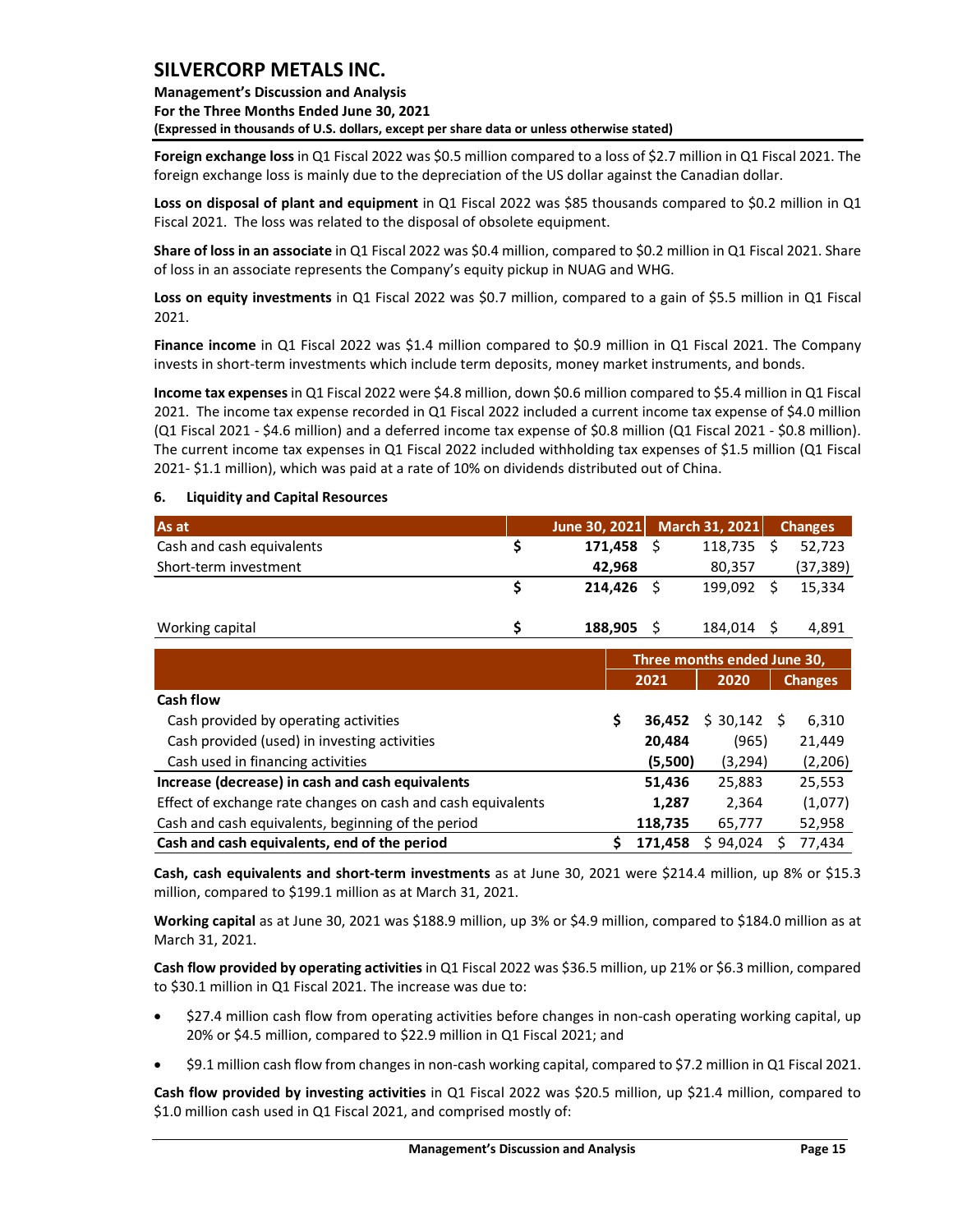**Foreign exchange loss** in Q1 Fiscal 2022 was $0.5 million compared to a loss of $2.7 million in Q1 Fiscal 2021. The foreign exchange loss is mainly due to the depreciation of the US dollar against the Canadian dollar.

**Loss on disposal of plant and equipment** in Q1 Fiscal 2022 was $85 thousands compared to $0.2 million in Q1 Fiscal 2021. The loss was related to the disposal of obsolete equipment.

**Share of loss in an associate** in Q1 Fiscal 2022 was $0.4 million, compared to $0.2 million in Q1 Fiscal 2021. Share of loss in an associate represents the Company's equity pickup in NUAG and WHG.

**Loss on equity investments** in Q1 Fiscal 2022 was $0.7 million, compared to a gain of $5.5 million in Q1 Fiscal 2021.

**Finance income** in Q1 Fiscal 2022 was $1.4 million compared to $0.9 million in Q1 Fiscal 2021. The Company invests in short-term investments which include term deposits, money market instruments, and bonds.

**Income tax expenses** in Q1 Fiscal 2022 were $4.8 million, down $0.6 million compared to $5.4 million in Q1 Fiscal 2021. The income tax expense recorded in Q1 Fiscal 2022 included a current income tax expense of $4.0 million (Q1 Fiscal 2021 - $4.6 million) and a deferred income tax expense of $0.8 million (Q1 Fiscal 2021 - $0.8 million). The current income tax expenses in Q1 Fiscal 2022 included withholding tax expenses of $1.5 million (Q1 Fiscal 2021- $1.1 million), which was paid at a rate of 10% on dividends distributed out of China.

## 6. Liquidity and Capital Resources

| As at | June 30, 2021 | March 31, 2021 | Changes |
|---|---|---|---|
| Cash and cash equivalents | $ 171,458 | $ 118,735 | $ 52,723 |
| Short-term investment | 42,968 | 80,357 | (37,389) |
| | $ 214,426 | $ 199,092 | $ 15,334 |
| Working capital | $ 188,905 | $ 184,014 | $ 4,891 |

| | Three months ended June 30, | | |
|---|---|---|---|
| | 2021 | 2020 | Changes |
| **Cash flow** | | | |
| Cash provided by operating activities | $ 36,452 | $ 30,142 | $ 6,310 |
| Cash provided (used) in investing activities | 20,484 | (965) | 21,449 |
| Cash used in financing activities | (5,500) | (3,294) | (2,206) |
| **Increase (decrease) in cash and cash equivalents** | 51,436 | 25,883 | 25,553 |
| Effect of exchange rate changes on cash and cash equivalents | 1,287 | 2,364 | (1,077) |
| Cash and cash equivalents, beginning of the period | 118,735 | 65,777 | 52,958 |
| **Cash and cash equivalents, end of the period** | $ 171,458 | $ 94,024 | $ 77,434 |

**Cash, cash equivalents and short-term investments** as at June 30, 2021 were $214.4 million, up 8% or $15.3 million, compared to $199.1 million as at March 31, 2021.

**Working capital** as at June 30, 2021 was $188.9 million, up 3% or $4.9 million, compared to $184.0 million as at March 31, 2021.

**Cash flow provided by operating activities** in Q1 Fiscal 2022 was $36.5 million, up 21% or $6.3 million, compared to $30.1 million in Q1 Fiscal 2021. The increase was due to:

- $27.4 million cash flow from operating activities before changes in non-cash operating working capital, up 20% or $4.5 million, compared to $22.9 million in Q1 Fiscal 2021; and
- $9.1 million cash flow from changes in non-cash working capital, compared to $7.2 million in Q1 Fiscal 2021.

**Cash flow provided by investing activities** in Q1 Fiscal 2022 was $20.5 million, up $21.4 million, compared to $1.0 million cash used in Q1 Fiscal 2021, and comprised mostly of: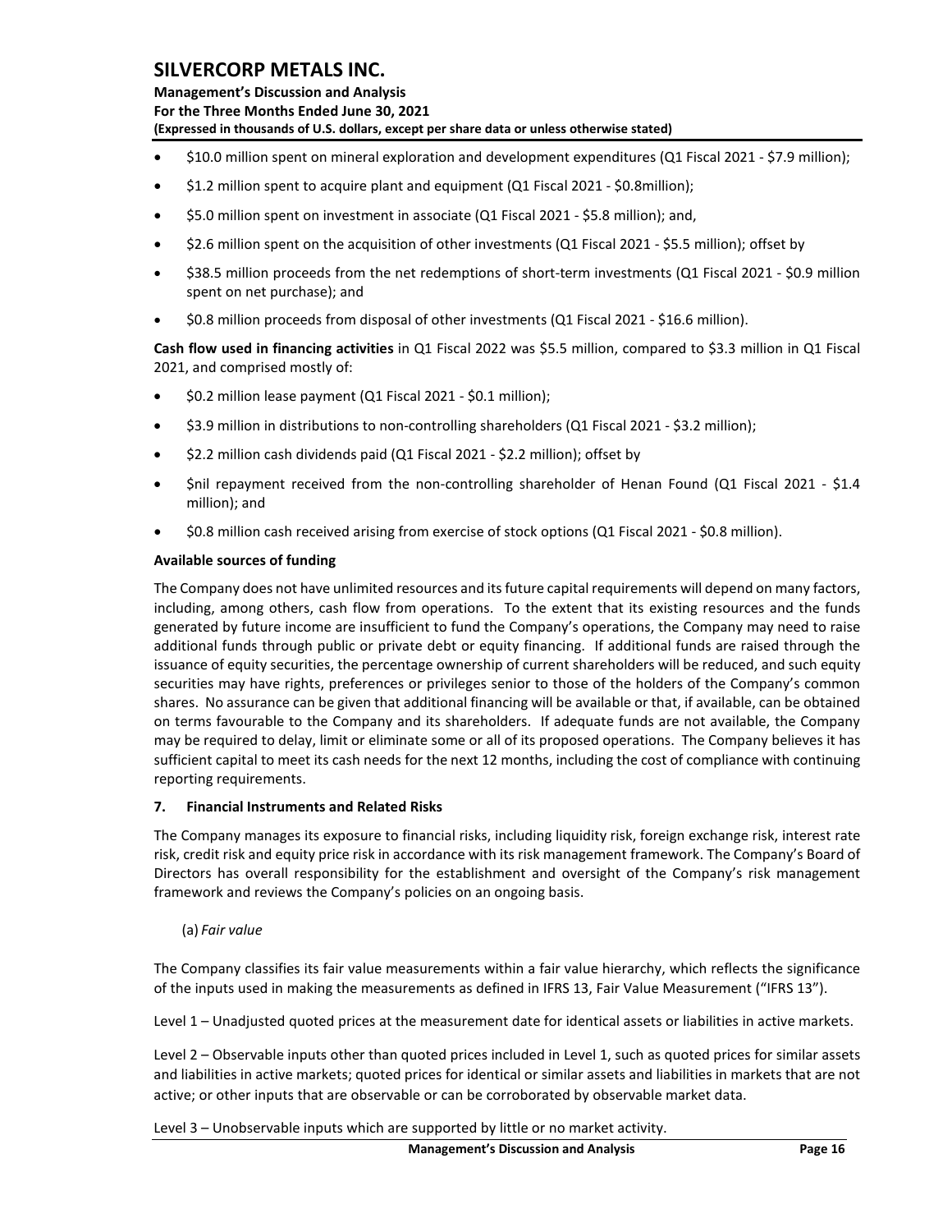- \$10.0 million spent on mineral exploration and development expenditures (Q1 Fiscal 2021 - \$7.9 million);
- \$1.2 million spent to acquire plant and equipment (Q1 Fiscal 2021 - \$0.8million);
- \$5.0 million spent on investment in associate (Q1 Fiscal 2021 - \$5.8 million); and,
- \$2.6 million spent on the acquisition of other investments (Q1 Fiscal 2021 - \$5.5 million); offset by
- \$38.5 million proceeds from the net redemptions of short-term investments (Q1 Fiscal 2021 - \$0.9 million spent on net purchase); and
- \$0.8 million proceeds from disposal of other investments (Q1 Fiscal 2021 - \$16.6 million).

**Cash flow used in financing activities** in Q1 Fiscal 2022 was \$5.5 million, compared to \$3.3 million in Q1 Fiscal 2021, and comprised mostly of:

- \$0.2 million lease payment (Q1 Fiscal 2021 - \$0.1 million);
- \$3.9 million in distributions to non-controlling shareholders (Q1 Fiscal 2021 - \$3.2 million);
- \$2.2 million cash dividends paid (Q1 Fiscal 2021 - \$2.2 million); offset by
- \$nil repayment received from the non-controlling shareholder of Henan Found (Q1 Fiscal 2021 - \$1.4 million); and
- \$0.8 million cash received arising from exercise of stock options (Q1 Fiscal 2021 - \$0.8 million).

**Available sources of funding**

The Company does not have unlimited resources and its future capital requirements will depend on many factors, including, among others, cash flow from operations. To the extent that its existing resources and the funds generated by future income are insufficient to fund the Company's operations, the Company may need to raise additional funds through public or private debt or equity financing. If additional funds are raised through the issuance of equity securities, the percentage ownership of current shareholders will be reduced, and such equity securities may have rights, preferences or privileges senior to those of the holders of the Company's common shares. No assurance can be given that additional financing will be available or that, if available, can be obtained on terms favourable to the Company and its shareholders. If adequate funds are not available, the Company may be required to delay, limit or eliminate some or all of its proposed operations. The Company believes it has sufficient capital to meet its cash needs for the next 12 months, including the cost of compliance with continuing reporting requirements.

## 7. Financial Instruments and Related Risks

The Company manages its exposure to financial risks, including liquidity risk, foreign exchange risk, interest rate risk, credit risk and equity price risk in accordance with its risk management framework. The Company's Board of Directors has overall responsibility for the establishment and oversight of the Company's risk management framework and reviews the Company's policies on an ongoing basis.

(a) *Fair value*

The Company classifies its fair value measurements within a fair value hierarchy, which reflects the significance of the inputs used in making the measurements as defined in IFRS 13, Fair Value Measurement ("IFRS 13").

Level 1 – Unadjusted quoted prices at the measurement date for identical assets or liabilities in active markets.

Level 2 – Observable inputs other than quoted prices included in Level 1, such as quoted prices for similar assets and liabilities in active markets; quoted prices for identical or similar assets and liabilities in markets that are not active; or other inputs that are observable or can be corroborated by observable market data.

Level 3 – Unobservable inputs which are supported by little or no market activity.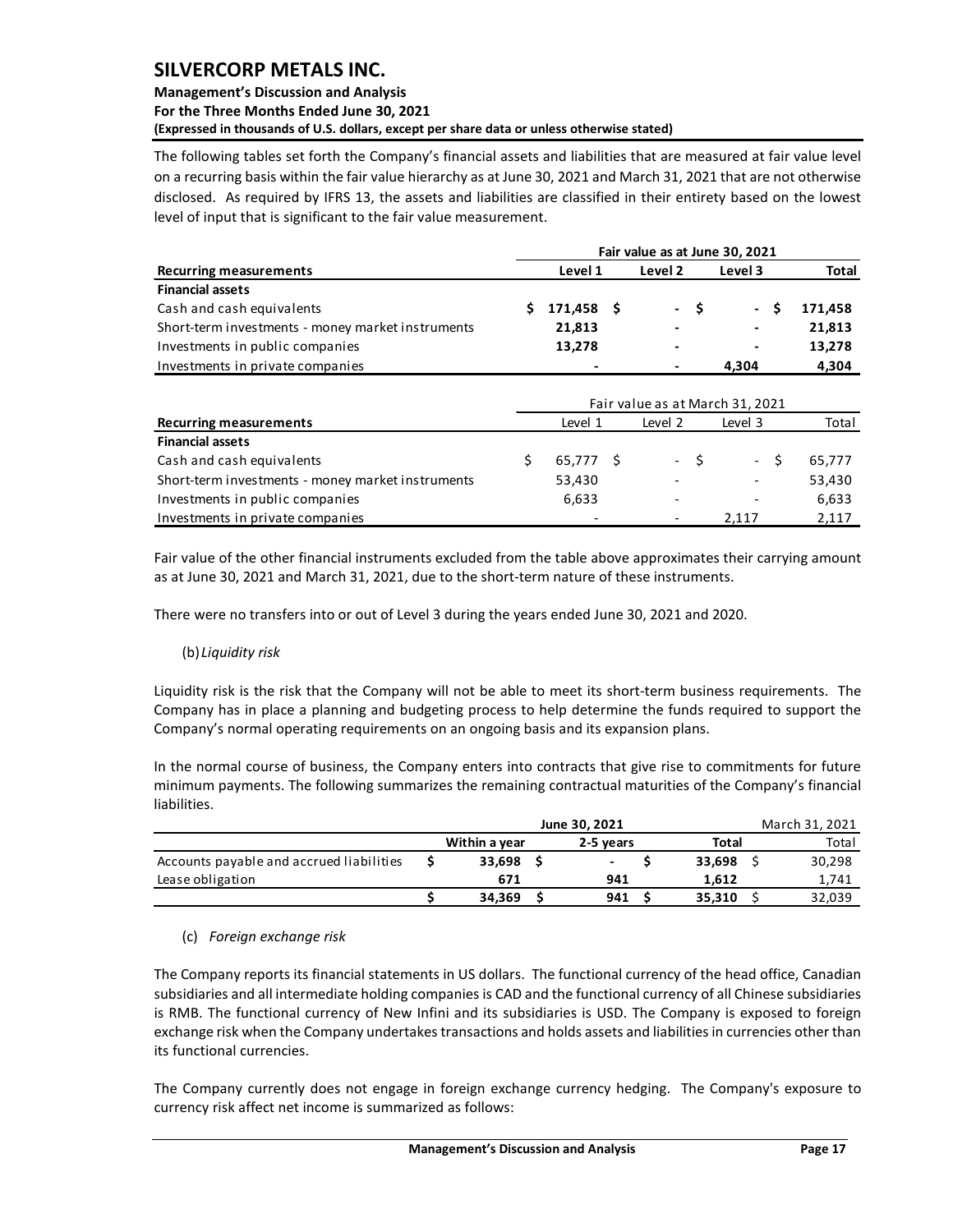The following tables set forth the Company's financial assets and liabilities that are measured at fair value level on a recurring basis within the fair value hierarchy as at June 30, 2021 and March 31, 2021 that are not otherwise disclosed. As required by IFRS 13, the assets and liabilities are classified in their entirety based on the lowest level of input that is significant to the fair value measurement.

| | Fair value as at June 30, 2021 | | | |
|---|---|---|---|---|
| **Recurring measurements** | **Level 1** | **Level 2** | **Level 3** | **Total** |
| **Financial assets** | | | | |
| Cash and cash equivalents | **$ 171,458** | **$ -** | **$ -** | **$ 171,458** |
| Short-term investments - money market instruments | **21,813** | **-** | **-** | **21,813** |
| Investments in public companies | **13,278** | **-** | **-** | **13,278** |
| Investments in private companies | **-** | **-** | **4,304** | **4,304** |

| | Fair value as at March 31, 2021 | | | |
|---|---|---|---|---|
| **Recurring measurements** | Level 1 | Level 2 | Level 3 | Total |
| **Financial assets** | | | | |
| Cash and cash equivalents | $ 65,777 | $ - | $ - | $ 65,777 |
| Short-term investments - money market instruments | 53,430 | - | - | 53,430 |
| Investments in public companies | 6,633 | - | - | 6,633 |
| Investments in private companies | - | - | 2,117 | 2,117 |

Fair value of the other financial instruments excluded from the table above approximates their carrying amount as at June 30, 2021 and March 31, 2021, due to the short-term nature of these instruments.

There were no transfers into or out of Level 3 during the years ended June 30, 2021 and 2020.

(b) *Liquidity risk*

Liquidity risk is the risk that the Company will not be able to meet its short-term business requirements. The Company has in place a planning and budgeting process to help determine the funds required to support the Company's normal operating requirements on an ongoing basis and its expansion plans.

In the normal course of business, the Company enters into contracts that give rise to commitments for future minimum payments. The following summarizes the remaining contractual maturities of the Company's financial liabilities.

| | June 30, 2021 | | | March 31, 2021 |
|---|---|---|---|---|
| | **Within a year** | **2-5 years** | **Total** | Total |
| Accounts payable and accrued liabilities | **$ 33,698** | **$ -** | **$ 33,698** | $ 30,298 |
| Lease obligation | **671** | **941** | **1,612** | 1,741 |
| | **$ 34,369** | **$ 941** | **$ 35,310** | $ 32,039 |

(c) *Foreign exchange risk*

The Company reports its financial statements in US dollars. The functional currency of the head office, Canadian subsidiaries and all intermediate holding companies is CAD and the functional currency of all Chinese subsidiaries is RMB. The functional currency of New Infini and its subsidiaries is USD. The Company is exposed to foreign exchange risk when the Company undertakes transactions and holds assets and liabilities in currencies other than its functional currencies.

The Company currently does not engage in foreign exchange currency hedging. The Company's exposure to currency risk affect net income is summarized as follows: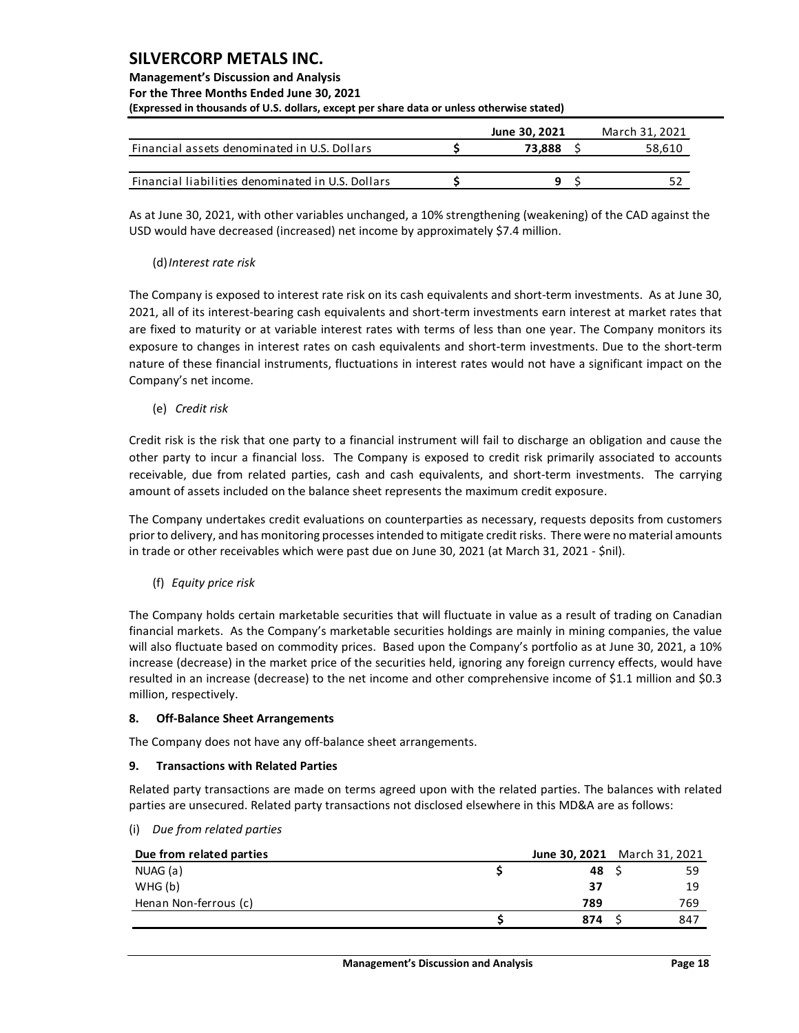|  | June 30, 2021 | March 31, 2021 |
|---|---|---|
| Financial assets denominated in U.S. Dollars | $ **73,888** | $ 58,610 |
| Financial liabilities denominated in U.S. Dollars | $ **9** | $ 52 |

As at June 30, 2021, with other variables unchanged, a 10% strengthening (weakening) of the CAD against the USD would have decreased (increased) net income by approximately $7.4 million.

(d) *Interest rate risk*

The Company is exposed to interest rate risk on its cash equivalents and short-term investments. As at June 30, 2021, all of its interest-bearing cash equivalents and short-term investments earn interest at market rates that are fixed to maturity or at variable interest rates with terms of less than one year. The Company monitors its exposure to changes in interest rates on cash equivalents and short-term investments. Due to the short-term nature of these financial instruments, fluctuations in interest rates would not have a significant impact on the Company's net income.

(e) *Credit risk*

Credit risk is the risk that one party to a financial instrument will fail to discharge an obligation and cause the other party to incur a financial loss. The Company is exposed to credit risk primarily associated to accounts receivable, due from related parties, cash and cash equivalents, and short-term investments. The carrying amount of assets included on the balance sheet represents the maximum credit exposure.

The Company undertakes credit evaluations on counterparties as necessary, requests deposits from customers prior to delivery, and has monitoring processes intended to mitigate credit risks. There were no material amounts in trade or other receivables which were past due on June 30, 2021 (at March 31, 2021 - $nil).

(f) *Equity price risk*

The Company holds certain marketable securities that will fluctuate in value as a result of trading on Canadian financial markets. As the Company's marketable securities holdings are mainly in mining companies, the value will also fluctuate based on commodity prices. Based upon the Company's portfolio as at June 30, 2021, a 10% increase (decrease) in the market price of the securities held, ignoring any foreign currency effects, would have resulted in an increase (decrease) to the net income and other comprehensive income of $1.1 million and $0.3 million, respectively.

## 8. Off-Balance Sheet Arrangements

The Company does not have any off-balance sheet arrangements.

## 9. Transactions with Related Parties

Related party transactions are made on terms agreed upon with the related parties. The balances with related parties are unsecured. Related party transactions not disclosed elsewhere in this MD&A are as follows:

(i) *Due from related parties*

| Due from related parties | June 30, 2021 | March 31, 2021 |
|---|---|---|
| NUAG (a) | $ **48** | $ 59 |
| WHG (b) | **37** | 19 |
| Henan Non-ferrous (c) | **789** | 769 |
|  | $ **874** | $ 847 |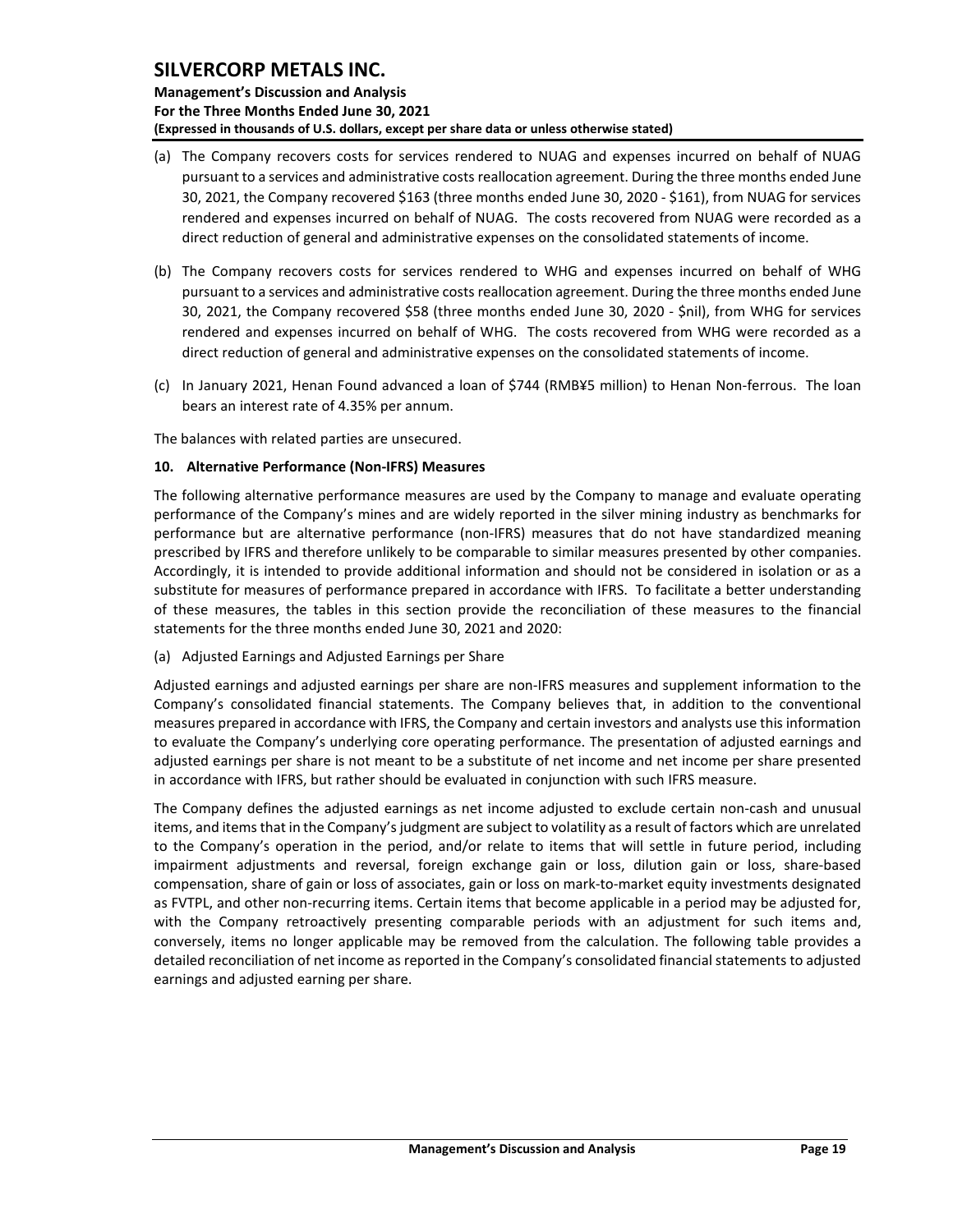(a) The Company recovers costs for services rendered to NUAG and expenses incurred on behalf of NUAG pursuant to a services and administrative costs reallocation agreement. During the three months ended June 30, 2021, the Company recovered $163 (three months ended June 30, 2020 - $161), from NUAG for services rendered and expenses incurred on behalf of NUAG. The costs recovered from NUAG were recorded as a direct reduction of general and administrative expenses on the consolidated statements of income.

(b) The Company recovers costs for services rendered to WHG and expenses incurred on behalf of WHG pursuant to a services and administrative costs reallocation agreement. During the three months ended June 30, 2021, the Company recovered $58 (three months ended June 30, 2020 - $nil), from WHG for services rendered and expenses incurred on behalf of WHG. The costs recovered from WHG were recorded as a direct reduction of general and administrative expenses on the consolidated statements of income.

(c) In January 2021, Henan Found advanced a loan of $744 (RMB¥5 million) to Henan Non-ferrous. The loan bears an interest rate of 4.35% per annum.

The balances with related parties are unsecured.

## 10. Alternative Performance (Non-IFRS) Measures

The following alternative performance measures are used by the Company to manage and evaluate operating performance of the Company's mines and are widely reported in the silver mining industry as benchmarks for performance but are alternative performance (non-IFRS) measures that do not have standardized meaning prescribed by IFRS and therefore unlikely to be comparable to similar measures presented by other companies. Accordingly, it is intended to provide additional information and should not be considered in isolation or as a substitute for measures of performance prepared in accordance with IFRS. To facilitate a better understanding of these measures, the tables in this section provide the reconciliation of these measures to the financial statements for the three months ended June 30, 2021 and 2020:

(a) Adjusted Earnings and Adjusted Earnings per Share

Adjusted earnings and adjusted earnings per share are non-IFRS measures and supplement information to the Company's consolidated financial statements. The Company believes that, in addition to the conventional measures prepared in accordance with IFRS, the Company and certain investors and analysts use this information to evaluate the Company's underlying core operating performance. The presentation of adjusted earnings and adjusted earnings per share is not meant to be a substitute of net income and net income per share presented in accordance with IFRS, but rather should be evaluated in conjunction with such IFRS measure.

The Company defines the adjusted earnings as net income adjusted to exclude certain non-cash and unusual items, and items that in the Company's judgment are subject to volatility as a result of factors which are unrelated to the Company's operation in the period, and/or relate to items that will settle in future period, including impairment adjustments and reversal, foreign exchange gain or loss, dilution gain or loss, share-based compensation, share of gain or loss of associates, gain or loss on mark-to-market equity investments designated as FVTPL, and other non-recurring items. Certain items that become applicable in a period may be adjusted for, with the Company retroactively presenting comparable periods with an adjustment for such items and, conversely, items no longer applicable may be removed from the calculation. The following table provides a detailed reconciliation of net income as reported in the Company's consolidated financial statements to adjusted earnings and adjusted earning per share.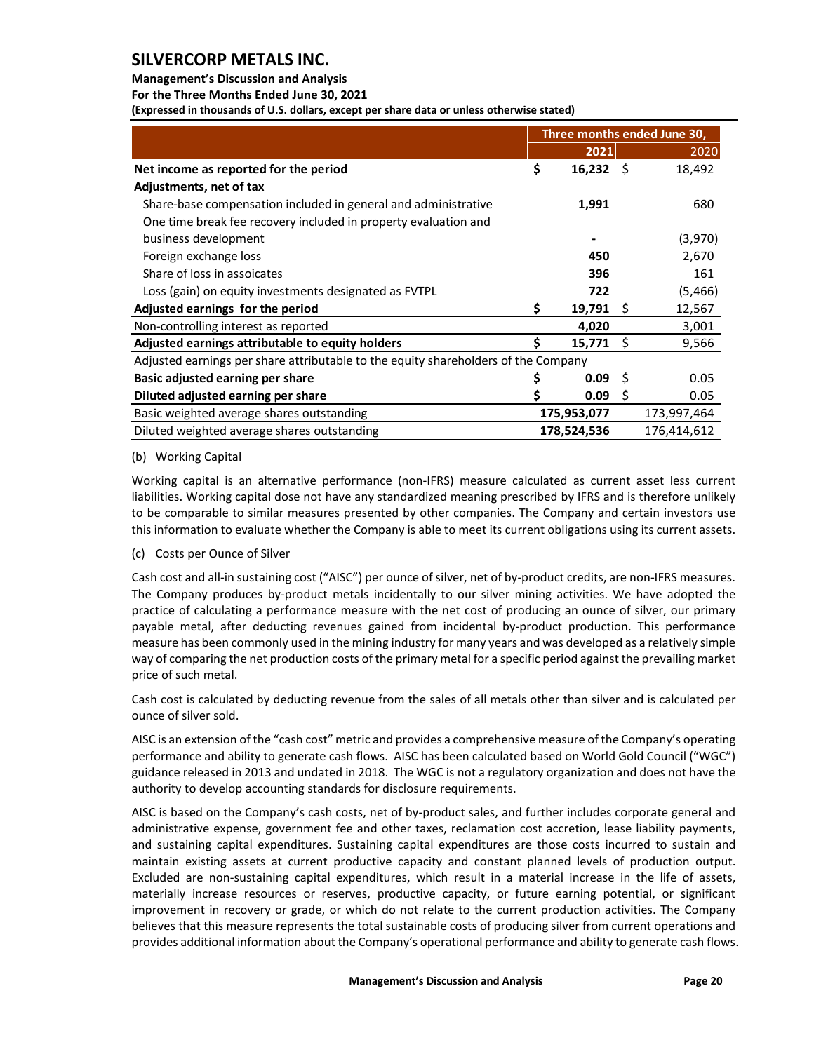| | Three months ended June 30, | |
|---|---|---|
| | 2021 | 2020 |
| **Net income as reported for the period** | **$ 16,232** | $ 18,492 |
| **Adjustments, net of tax** | | |
| Share-base compensation included in general and administrative | **1,991** | 680 |
| One time break fee recovery included in property evaluation and business development | **-** | (3,970) |
| Foreign exchange loss | **450** | 2,670 |
| Share of loss in assoicates | **396** | 161 |
| Loss (gain) on equity investments designated as FVTPL | **722** | (5,466) |
| **Adjusted earnings for the period** | **$ 19,791** | $ 12,567 |
| Non-controlling interest as reported | **4,020** | 3,001 |
| **Adjusted earnings attributable to equity holders** | **$ 15,771** | $ 9,566 |
| Adjusted earnings per share attributable to the equity shareholders of the Company | | |
| **Basic adjusted earning per share** | **$ 0.09** | $ 0.05 |
| **Diluted adjusted earning per share** | **$ 0.09** | $ 0.05 |
| Basic weighted average shares outstanding | **175,953,077** | 173,997,464 |
| Diluted weighted average shares outstanding | **178,524,536** | 176,414,612 |

(b) Working Capital

Working capital is an alternative performance (non-IFRS) measure calculated as current asset less current liabilities. Working capital dose not have any standardized meaning prescribed by IFRS and is therefore unlikely to be comparable to similar measures presented by other companies. The Company and certain investors use this information to evaluate whether the Company is able to meet its current obligations using its current assets.

(c) Costs per Ounce of Silver

Cash cost and all-in sustaining cost ("AISC") per ounce of silver, net of by-product credits, are non-IFRS measures. The Company produces by-product metals incidentally to our silver mining activities. We have adopted the practice of calculating a performance measure with the net cost of producing an ounce of silver, our primary payable metal, after deducting revenues gained from incidental by-product production. This performance measure has been commonly used in the mining industry for many years and was developed as a relatively simple way of comparing the net production costs of the primary metal for a specific period against the prevailing market price of such metal.

Cash cost is calculated by deducting revenue from the sales of all metals other than silver and is calculated per ounce of silver sold.

AISC is an extension of the "cash cost" metric and provides a comprehensive measure of the Company's operating performance and ability to generate cash flows. AISC has been calculated based on World Gold Council ("WGC") guidance released in 2013 and undated in 2018. The WGC is not a regulatory organization and does not have the authority to develop accounting standards for disclosure requirements.

AISC is based on the Company's cash costs, net of by-product sales, and further includes corporate general and administrative expense, government fee and other taxes, reclamation cost accretion, lease liability payments, and sustaining capital expenditures. Sustaining capital expenditures are those costs incurred to sustain and maintain existing assets at current productive capacity and constant planned levels of production output. Excluded are non-sustaining capital expenditures, which result in a material increase in the life of assets, materially increase resources or reserves, productive capacity, or future earning potential, or significant improvement in recovery or grade, or which do not relate to the current production activities. The Company believes that this measure represents the total sustainable costs of producing silver from current operations and provides additional information about the Company's operational performance and ability to generate cash flows.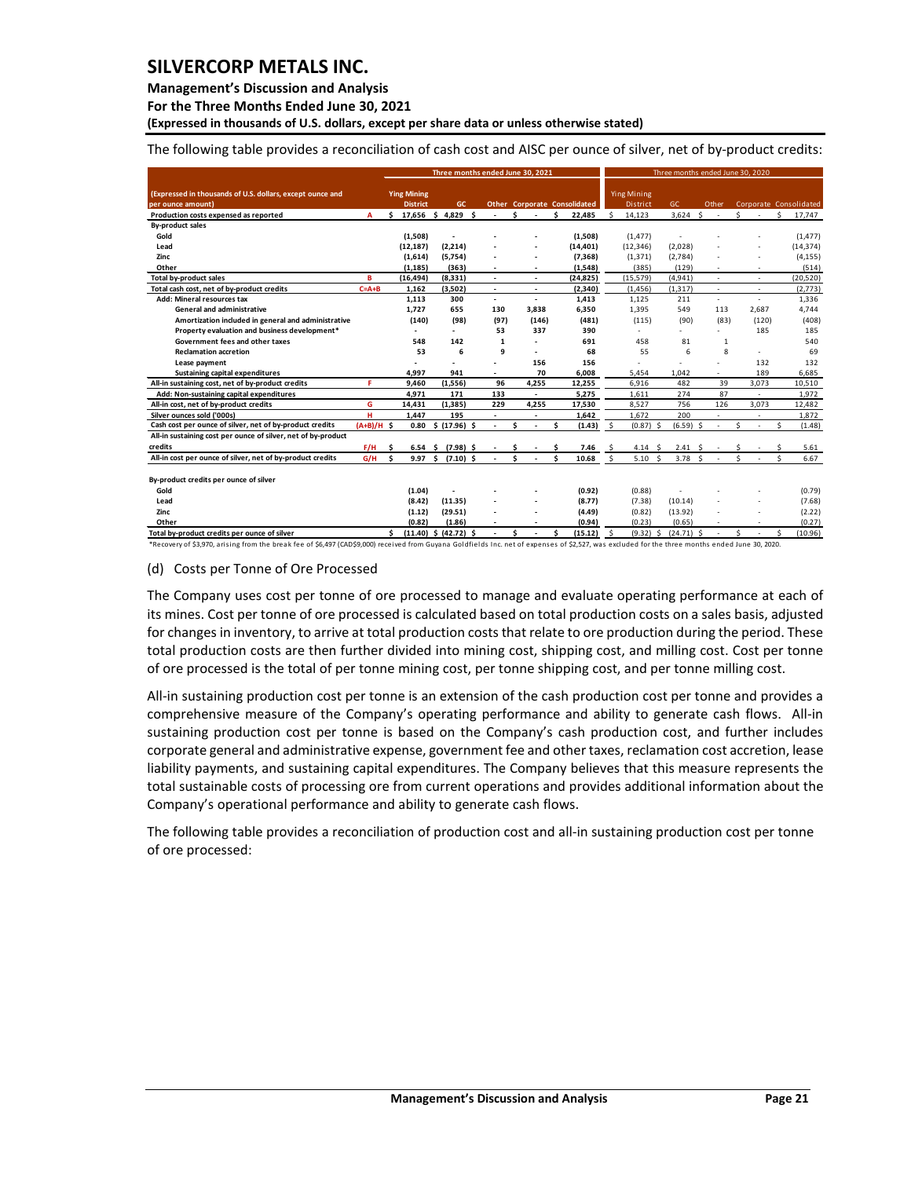The following table provides a reconciliation of cash cost and AISC per ounce of silver, net of by-product credits:

| (Expressed in thousands of U.S. dollars, except ounce and per ounce amount) | | Three months ended June 30, 2021 | | | | | Three months ended June 30, 2020 | | | | |
|---|---|---|---|---|---|---|---|---|---|---|---|
| | | Ying Mining District | GC | Other | Corporate | Consolidated | Ying Mining District | GC | Other | Corporate | Consolidated |
| Production costs expensed as reported | A | $ 17,656 | $ 4,829 | $ - | $ - | $ 22,485 | $ 14,123 | 3,624 | $ - | $ - | $ 17,747 |
| By-product sales | | | | | | | | | | | |
| Gold | | (1,508) | - | - | - | (1,508) | (1,477) | - | - | - | (1,477) |
| Lead | | (12,187) | (2,214) | - | - | (14,401) | (12,346) | (2,028) | - | - | (14,374) |
| Zinc | | (1,614) | (5,754) | - | - | (7,368) | (1,371) | (2,784) | - | - | (4,155) |
| Other | | (1,185) | (363) | - | - | (1,548) | (385) | (129) | - | - | (514) |
| Total by-product sales | B | (16,494) | (8,331) | - | - | (24,825) | (15,579) | (4,941) | - | - | (20,520) |
| Total cash cost, net of by-product credits | C=A+B | 1,162 | (3,502) | - | - | (2,340) | (1,456) | (1,317) | - | - | (2,773) |
| Add: Mineral resources tax | | 1,113 | 300 | - | - | 1,413 | 1,125 | 211 | - | - | 1,336 |
| General and administrative | | 1,727 | 655 | 130 | 3,838 | 6,350 | 1,395 | 549 | 113 | 2,687 | 4,744 |
| Amortization included in general and administrative | | (140) | (98) | (97) | (146) | (481) | (115) | (90) | (83) | (120) | (408) |
| Property evaluation and business development* | | - | - | 53 | 337 | 390 | - | - | - | 185 | 185 |
| Government fees and other taxes | | 548 | 142 | 1 | - | 691 | 458 | 81 | 1 | | 540 |
| Reclamation accretion | | 53 | 6 | 9 | - | 68 | 55 | 6 | 8 | - | 69 |
| Lease payment | | - | - | - | 156 | 156 | - | - | - | 132 | 132 |
| Sustaining capital expenditures | | 4,997 | 941 | - | 70 | 6,008 | 5,454 | 1,042 | - | 189 | 6,685 |
| All-in sustaining cost, net of by-product credits | F | 9,460 | (1,556) | 96 | 4,255 | 12,255 | 6,916 | 482 | 39 | 3,073 | 10,510 |
| Add: Non-sustaining capital expenditures | | 4,971 | 171 | 133 | - | 5,275 | 1,611 | 274 | 87 | - | 1,972 |
| All-in cost, net of by-product credits | G | 14,431 | (1,385) | 229 | 4,255 | 17,530 | 8,527 | 756 | 126 | 3,073 | 12,482 |
| Silver ounces sold ('000s) | H | 1,447 | 195 | - | - | 1,642 | 1,672 | 200 | - | - | 1,872 |
| Cash cost per ounce of silver, net of by-product credits | (A+B)/H | $ 0.80 | $ (17.96) | $ - | $ - | $ (1.43) | $ (0.87) | $ (6.59) | $ - | $ - | $ (1.48) |
| All-in sustaining cost per ounce of silver, net of by-product credits | F/H | $ 6.54 | $ (7.98) | $ - | $ - | $ 7.46 | $ 4.14 | $ 2.41 | $ - | $ - | $ 5.61 |
| All-in cost per ounce of silver, net of by-product credits | G/H | $ 9.97 | $ (7.10) | $ - | $ - | $ 10.68 | $ 5.10 | $ 3.78 | $ - | $ - | $ 6.67 |
| By-product credits per ounce of silver | | | | | | | | | | | |
| Gold | | (1.04) | - | - | - | (0.92) | (0.88) | - | - | - | (0.79) |
| Lead | | (8.42) | (11.35) | - | - | (8.77) | (7.38) | (10.14) | - | - | (7.68) |
| Zinc | | (1.12) | (29.51) | - | - | (4.49) | (0.82) | (13.92) | - | - | (2.22) |
| Other | | (0.82) | (1.86) | - | - | (0.94) | (0.23) | (0.65) | - | - | (0.27) |
| Total by-product credits per ounce of silver | | $ (11.40) | $ (42.72) | $ - | $ - | $ (15.12) | $ (9.32) | $ (24.71) | $ - | $ - | $ (10.96) |

*Recovery of $3,970, arising from the break fee of $6,497 (CAD$9,000) received from Guyana Goldfields Inc. net of expenses of $2,527, was excluded for the three months ended June 30, 2020.

(d) Costs per Tonne of Ore Processed

The Company uses cost per tonne of ore processed to manage and evaluate operating performance at each of its mines. Cost per tonne of ore processed is calculated based on total production costs on a sales basis, adjusted for changes in inventory, to arrive at total production costs that relate to ore production during the period. These total production costs are then further divided into mining cost, shipping cost, and milling cost. Cost per tonne of ore processed is the total of per tonne mining cost, per tonne shipping cost, and per tonne milling cost.

All-in sustaining production cost per tonne is an extension of the cash production cost per tonne and provides a comprehensive measure of the Company's operating performance and ability to generate cash flows. All-in sustaining production cost per tonne is based on the Company's cash production cost, and further includes corporate general and administrative expense, government fee and other taxes, reclamation cost accretion, lease liability payments, and sustaining capital expenditures. The Company believes that this measure represents the total sustainable costs of processing ore from current operations and provides additional information about the Company's operational performance and ability to generate cash flows.

The following table provides a reconciliation of production cost and all-in sustaining production cost per tonne of ore processed: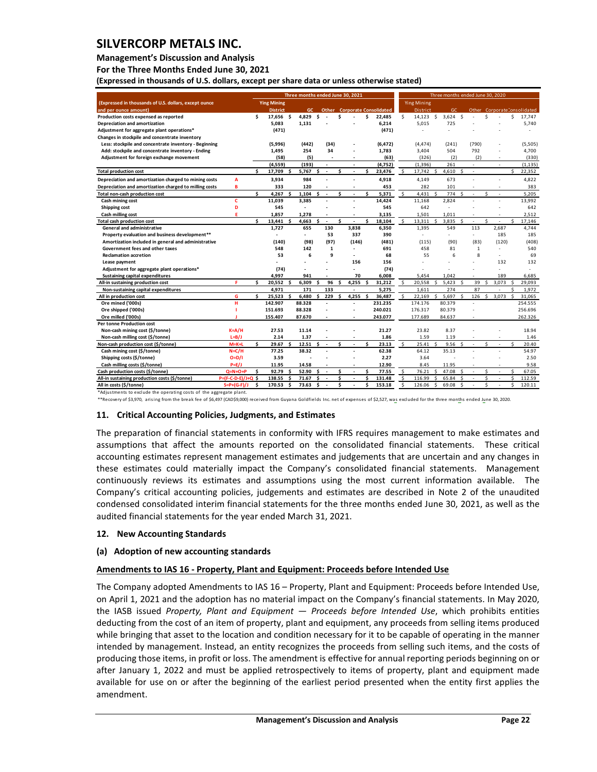# SILVERCORP METALS INC.

**Management's Discussion and Analysis**

**For the Three Months Ended June 30, 2021**

**(Expressed in thousands of U.S. dollars, except per share data or unless otherwise stated)**

| (Expressed in thousands of U.S. dollars, except ounce and per ounce amount) | | Three months ended June 30, 2021 | | | | | Three months ended June 30, 2020 | | | | |
|---|---|---|---|---|---|---|---|---|---|---|---|
| | | Ying Mining District | GC | Other | Corporate | Consolidated | Ying Mining District | GC | Other | Corporate | Consolidated |
| Production costs expensed as reported | | $ 17,656 | $ 4,829 | $ - | $ - | $ 22,485 | $ 14,123 | $ 3,624 | $ - | $ - | $ 17,747 |
| Depreciation and amortization | | 5,083 | 1,131 | - | - | 6,214 | 5,015 | 725 | - | - | 5,740 |
| Adjustment for aggregate plant operations* | | (471) | | | | (471) | - | - | - | - | - |
| Changes in stockpile and concentrate inventory | | | | | | | | | | | |
| Less: stockpile and concentrate inventory - Beginning | | (5,996) | (442) | (34) | - | (6,472) | (4,474) | (241) | (790) | - | (5,505) |
| Add: stockpile and concentrate inventory - Ending | | 1,495 | 254 | 34 | - | 1,783 | 3,404 | 504 | 792 | - | 4,700 |
| Adjustment for foreign exchange movement | | (58) | (5) | - | - | (63) | (326) | (2) | (2) | - | (330) |
| | | (4,559) | (193) | - | - | (4,752) | (1,396) | 261 | - | - | (1,135) |
| **Total production cost** | | $ 17,709 | $ 5,767 | $ - | $ - | $ 23,476 | $ 17,742 | $ 4,610 | $ - | | $ 22,352 |
| Depreciation and amortization charged to mining costs | A | 3,934 | 984 | - | - | 4,918 | 4,149 | 673 | - | - | 4,822 |
| Depreciation and amortization charged to milling costs | B | 333 | 120 | - | - | 453 | 282 | 101 | - | - | 383 |
| **Total non-cash production cost** | | $ 4,267 | $ 1,104 | $ - | $ - | $ 5,371 | $ 4,431 | $ 774 | $ - | $ - | $ 5,205 |
| Cash mining cost | C | 11,039 | 3,385 | - | - | 14,424 | 11,168 | 2,824 | - | - | 13,992 |
| Shipping cost | D | 545 | - | - | - | 545 | 642 | - | - | - | 642 |
| Cash milling cost | E | 1,857 | 1,278 | - | - | 3,135 | 1,501 | 1,011 | - | - | 2,512 |
| **Total cash production cost** | | $ 13,441 | $ 4,663 | $ - | $ - | $ 18,104 | $ 13,311 | $ 3,835 | $ - | $ - | $ 17,146 |
| General and administrative | | 1,727 | 655 | 130 | 3,838 | 6,350 | 1,395 | 549 | 113 | 2,687 | 4,744 |
| Property evaluation and business development** | | - | - | 53 | 337 | 390 | - | - | - | 185 | 185 |
| Amortization included in general and administrative | | (140) | (98) | (97) | (146) | (481) | (115) | (90) | (83) | (120) | (408) |
| Government fees and other taxes | | 548 | 142 | 1 | - | 691 | 458 | 81 | 1 | - | 540 |
| Reclamation accretion | | 53 | 6 | 9 | - | 68 | 55 | 6 | 8 | - | 69 |
| Lease payment | | - | - | - | 156 | 156 | - | - | - | 132 | 132 |
| Adjustment for aggregate plant operations* | | (74) | - | - | - | (74) | - | - | - | - | - |
| Sustaining capital expenditures | | 4,997 | 941 | - | 70 | 6,008 | 5,454 | 1,042 | - | 189 | 6,685 |
| All-in sustaining production cost | F | $ 20,552 | $ 6,309 | $ 96 | $ 4,255 | $ 31,212 | $ 20,558 | $ 5,423 | $ 39 | $ 3,073 | $ 29,093 |
| Non-sustaining capital expenditures | | 4,971 | 171 | 133 | - | 5,275 | 1,611 | 274 | 87 | - | 1,972 |
| All in production cost | G | $ 25,523 | $ 6,480 | $ 229 | $ 4,255 | $ 36,487 | $ 22,169 | $ 5,697 | $ 126 | $ 3,073 | $ 31,065 |
| Ore mined ('000s) | H | 142.907 | 88.328 | - | - | 231.235 | 174.176 | 80.379 | - | | 254.555 |
| Ore shipped ('000s) | I | 151.693 | 88.328 | - | - | 240.021 | 176.317 | 80.379 | - | | 256.696 |
| Ore milled ('000s) | J | 155.407 | 87.670 | - | - | 243.077 | 177.689 | 84.637 | - | | 262.326 |
| **Per tonne Production cost** | | | | | | | | | | | |
| Non-cash mining cost ($/tonne) | K=A/H | 27.53 | 11.14 | - | - | 21.27 | 23.82 | 8.37 | - | - | 18.94 |
| Non-cash milling cost ($/tonne) | L=B/J | 2.14 | 1.37 | - | - | 1.86 | 1.59 | 1.19 | - | - | 1.46 |
| Non-cash production cost ($/tonne) | M=K+L | $ 29.67 | $ 12.51 | $ - | $ - | $ 23.13 | $ 25.41 | $ 9.56 | $ - | $ - | $ 20.40 |
| Cash mining cost ($/tonne) | N=C/H | 77.25 | 38.32 | - | - | 62.38 | 64.12 | 35.13 | - | - | 54.97 |
| Shipping costs ($/tonne) | O=D/I | 3.59 | - | - | - | 2.27 | 3.64 | - | - | - | 2.50 |
| Cash milling costs ($/tonne) | P=E/J | 11.95 | 14.58 | - | - | 12.90 | 8.45 | 11.95 | - | - | 9.58 |
| Cash production costs ($/tonne) | Q=N+O+P | $ 92.79 | $ 52.90 | $ - | $ - | $ 77.55 | $ 76.21 | $ 47.08 | $ - | $ - | $ 67.05 |
| All-in sustaining production costs ($/tonne) | P=(F-C-D-E)/J+Q | $ 138.55 | $ 71.67 | $ - | $ - | $ 131.48 | $ 116.99 | $ 65.84 | $ - | $ - | $ 112.59 |
| All in costs ($/tonne) | S=P+(G-F)/J | $ 170.53 | $ 73.63 | $ - | $ - | $ 153.18 | $ 126.06 | $ 69.08 | $ - | $ - | $ 120.11 |

*Adjustments to exclude the operating costs of the aggregate plant.

**Recovery of $3,970, arising from the break fee of $6,497 (CAD$9,000) received from Guyana Goldfields Inc. net of expenses of $2,527, was excluded for the three months ended June 30, 2020.

## 11. Critical Accounting Policies, Judgments, and Estimates

The preparation of financial statements in conformity with IFRS requires management to make estimates and assumptions that affect the amounts reported on the consolidated financial statements. These critical accounting estimates represent management estimates and judgements that are uncertain and any changes in these estimates could materially impact the Company's consolidated financial statements. Management continuously reviews its estimates and assumptions using the most current information available. The Company's critical accounting policies, judgements and estimates are described in Note 2 of the unaudited condensed consolidated interim financial statements for the three months ended June 30, 2021, as well as the audited financial statements for the year ended March 31, 2021.

## 12. New Accounting Standards

### (a) Adoption of new accounting standards

**Amendments to IAS 16 - Property, Plant and Equipment: Proceeds before Intended Use**

The Company adopted Amendments to IAS 16 – Property, Plant and Equipment: Proceeds before Intended Use, on April 1, 2021 and the adoption has no material impact on the Company's financial statements. In May 2020, the IASB issued *Property, Plant and Equipment — Proceeds before Intended Use*, which prohibits entities deducting from the cost of an item of property, plant and equipment, any proceeds from selling items produced while bringing that asset to the location and condition necessary for it to be capable of operating in the manner intended by management. Instead, an entity recognizes the proceeds from selling such items, and the costs of producing those items, in profit or loss. The amendment is effective for annual reporting periods beginning on or after January 1, 2022 and must be applied retrospectively to items of property, plant and equipment made available for use on or after the beginning of the earliest period presented when the entity first applies the amendment.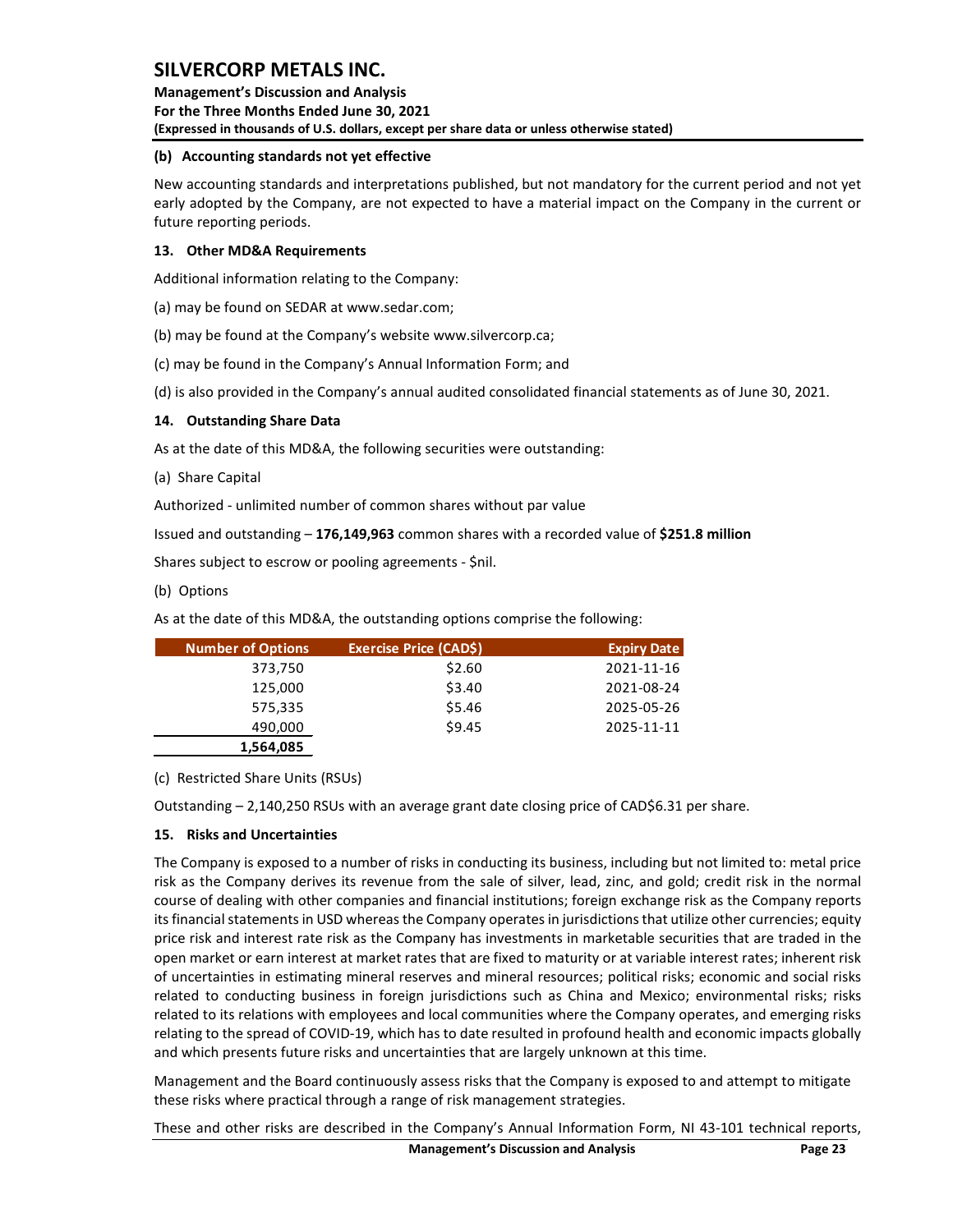#### (b) Accounting standards not yet effective

New accounting standards and interpretations published, but not mandatory for the current period and not yet early adopted by the Company, are not expected to have a material impact on the Company in the current or future reporting periods.

### 13. Other MD&A Requirements

Additional information relating to the Company:

(a) may be found on SEDAR at www.sedar.com;

(b) may be found at the Company's website www.silvercorp.ca;

(c) may be found in the Company's Annual Information Form; and

(d) is also provided in the Company's annual audited consolidated financial statements as of June 30, 2021.

### 14. Outstanding Share Data

As at the date of this MD&A, the following securities were outstanding:

(a) Share Capital

Authorized - unlimited number of common shares without par value

Issued and outstanding – **176,149,963** common shares with a recorded value of **$251.8 million**

Shares subject to escrow or pooling agreements - $nil.

(b) Options

As at the date of this MD&A, the outstanding options comprise the following:

| Number of Options | Exercise Price (CAD$) | Expiry Date |
|---|---|---|
| 373,750 | $2.60 | 2021-11-16 |
| 125,000 | $3.40 | 2021-08-24 |
| 575,335 | $5.46 | 2025-05-26 |
| 490,000 | $9.45 | 2025-11-11 |
| **1,564,085** | | |

(c) Restricted Share Units (RSUs)

Outstanding – 2,140,250 RSUs with an average grant date closing price of CAD$6.31 per share.

### 15. Risks and Uncertainties

The Company is exposed to a number of risks in conducting its business, including but not limited to: metal price risk as the Company derives its revenue from the sale of silver, lead, zinc, and gold; credit risk in the normal course of dealing with other companies and financial institutions; foreign exchange risk as the Company reports its financial statements in USD whereas the Company operates in jurisdictions that utilize other currencies; equity price risk and interest rate risk as the Company has investments in marketable securities that are traded in the open market or earn interest at market rates that are fixed to maturity or at variable interest rates; inherent risk of uncertainties in estimating mineral reserves and mineral resources; political risks; economic and social risks related to conducting business in foreign jurisdictions such as China and Mexico; environmental risks; risks related to its relations with employees and local communities where the Company operates, and emerging risks relating to the spread of COVID-19, which has to date resulted in profound health and economic impacts globally and which presents future risks and uncertainties that are largely unknown at this time.

Management and the Board continuously assess risks that the Company is exposed to and attempt to mitigate these risks where practical through a range of risk management strategies.

These and other risks are described in the Company's Annual Information Form, NI 43-101 technical reports,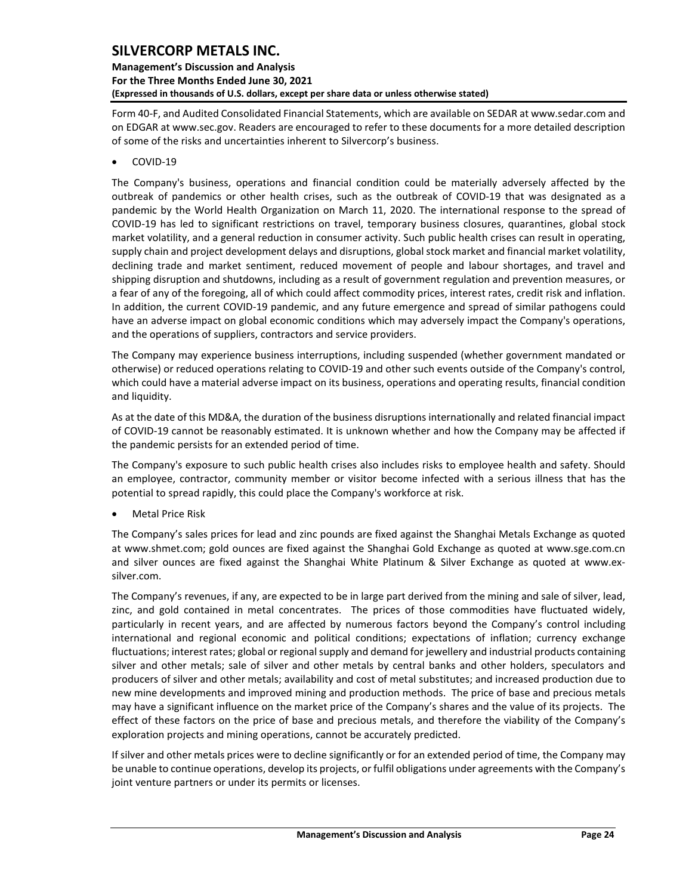Form 40-F, and Audited Consolidated Financial Statements, which are available on SEDAR at www.sedar.com and on EDGAR at www.sec.gov. Readers are encouraged to refer to these documents for a more detailed description of some of the risks and uncertainties inherent to Silvercorp's business.

- COVID-19

The Company's business, operations and financial condition could be materially adversely affected by the outbreak of pandemics or other health crises, such as the outbreak of COVID-19 that was designated as a pandemic by the World Health Organization on March 11, 2020. The international response to the spread of COVID-19 has led to significant restrictions on travel, temporary business closures, quarantines, global stock market volatility, and a general reduction in consumer activity. Such public health crises can result in operating, supply chain and project development delays and disruptions, global stock market and financial market volatility, declining trade and market sentiment, reduced movement of people and labour shortages, and travel and shipping disruption and shutdowns, including as a result of government regulation and prevention measures, or a fear of any of the foregoing, all of which could affect commodity prices, interest rates, credit risk and inflation. In addition, the current COVID-19 pandemic, and any future emergence and spread of similar pathogens could have an adverse impact on global economic conditions which may adversely impact the Company's operations, and the operations of suppliers, contractors and service providers.

The Company may experience business interruptions, including suspended (whether government mandated or otherwise) or reduced operations relating to COVID-19 and other such events outside of the Company's control, which could have a material adverse impact on its business, operations and operating results, financial condition and liquidity.

As at the date of this MD&A, the duration of the business disruptions internationally and related financial impact of COVID-19 cannot be reasonably estimated. It is unknown whether and how the Company may be affected if the pandemic persists for an extended period of time.

The Company's exposure to such public health crises also includes risks to employee health and safety. Should an employee, contractor, community member or visitor become infected with a serious illness that has the potential to spread rapidly, this could place the Company's workforce at risk.

- Metal Price Risk

The Company's sales prices for lead and zinc pounds are fixed against the Shanghai Metals Exchange as quoted at www.shmet.com; gold ounces are fixed against the Shanghai Gold Exchange as quoted at www.sge.com.cn and silver ounces are fixed against the Shanghai White Platinum & Silver Exchange as quoted at www.ex-silver.com.

The Company's revenues, if any, are expected to be in large part derived from the mining and sale of silver, lead, zinc, and gold contained in metal concentrates. The prices of those commodities have fluctuated widely, particularly in recent years, and are affected by numerous factors beyond the Company's control including international and regional economic and political conditions; expectations of inflation; currency exchange fluctuations; interest rates; global or regional supply and demand for jewellery and industrial products containing silver and other metals; sale of silver and other metals by central banks and other holders, speculators and producers of silver and other metals; availability and cost of metal substitutes; and increased production due to new mine developments and improved mining and production methods. The price of base and precious metals may have a significant influence on the market price of the Company's shares and the value of its projects. The effect of these factors on the price of base and precious metals, and therefore the viability of the Company's exploration projects and mining operations, cannot be accurately predicted.

If silver and other metals prices were to decline significantly or for an extended period of time, the Company may be unable to continue operations, develop its projects, or fulfil obligations under agreements with the Company's joint venture partners or under its permits or licenses.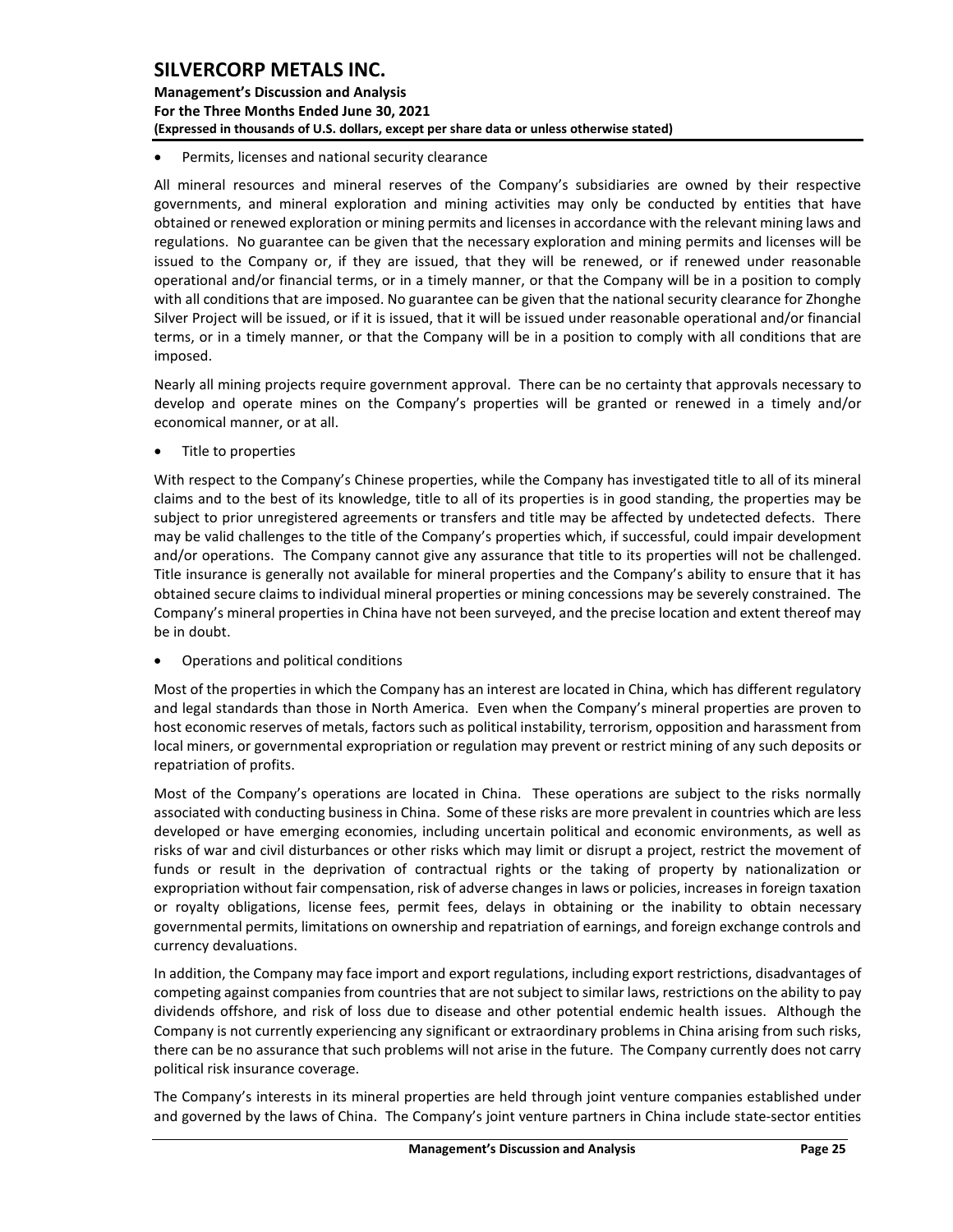- Permits, licenses and national security clearance

All mineral resources and mineral reserves of the Company's subsidiaries are owned by their respective governments, and mineral exploration and mining activities may only be conducted by entities that have obtained or renewed exploration or mining permits and licenses in accordance with the relevant mining laws and regulations. No guarantee can be given that the necessary exploration and mining permits and licenses will be issued to the Company or, if they are issued, that they will be renewed, or if renewed under reasonable operational and/or financial terms, or in a timely manner, or that the Company will be in a position to comply with all conditions that are imposed. No guarantee can be given that the national security clearance for Zhonghe Silver Project will be issued, or if it is issued, that it will be issued under reasonable operational and/or financial terms, or in a timely manner, or that the Company will be in a position to comply with all conditions that are imposed.

Nearly all mining projects require government approval. There can be no certainty that approvals necessary to develop and operate mines on the Company's properties will be granted or renewed in a timely and/or economical manner, or at all.

- Title to properties

With respect to the Company's Chinese properties, while the Company has investigated title to all of its mineral claims and to the best of its knowledge, title to all of its properties is in good standing, the properties may be subject to prior unregistered agreements or transfers and title may be affected by undetected defects. There may be valid challenges to the title of the Company's properties which, if successful, could impair development and/or operations. The Company cannot give any assurance that title to its properties will not be challenged. Title insurance is generally not available for mineral properties and the Company's ability to ensure that it has obtained secure claims to individual mineral properties or mining concessions may be severely constrained. The Company's mineral properties in China have not been surveyed, and the precise location and extent thereof may be in doubt.

- Operations and political conditions

Most of the properties in which the Company has an interest are located in China, which has different regulatory and legal standards than those in North America. Even when the Company's mineral properties are proven to host economic reserves of metals, factors such as political instability, terrorism, opposition and harassment from local miners, or governmental expropriation or regulation may prevent or restrict mining of any such deposits or repatriation of profits.

Most of the Company's operations are located in China. These operations are subject to the risks normally associated with conducting business in China. Some of these risks are more prevalent in countries which are less developed or have emerging economies, including uncertain political and economic environments, as well as risks of war and civil disturbances or other risks which may limit or disrupt a project, restrict the movement of funds or result in the deprivation of contractual rights or the taking of property by nationalization or expropriation without fair compensation, risk of adverse changes in laws or policies, increases in foreign taxation or royalty obligations, license fees, permit fees, delays in obtaining or the inability to obtain necessary governmental permits, limitations on ownership and repatriation of earnings, and foreign exchange controls and currency devaluations.

In addition, the Company may face import and export regulations, including export restrictions, disadvantages of competing against companies from countries that are not subject to similar laws, restrictions on the ability to pay dividends offshore, and risk of loss due to disease and other potential endemic health issues. Although the Company is not currently experiencing any significant or extraordinary problems in China arising from such risks, there can be no assurance that such problems will not arise in the future. The Company currently does not carry political risk insurance coverage.

The Company's interests in its mineral properties are held through joint venture companies established under and governed by the laws of China. The Company's joint venture partners in China include state-sector entities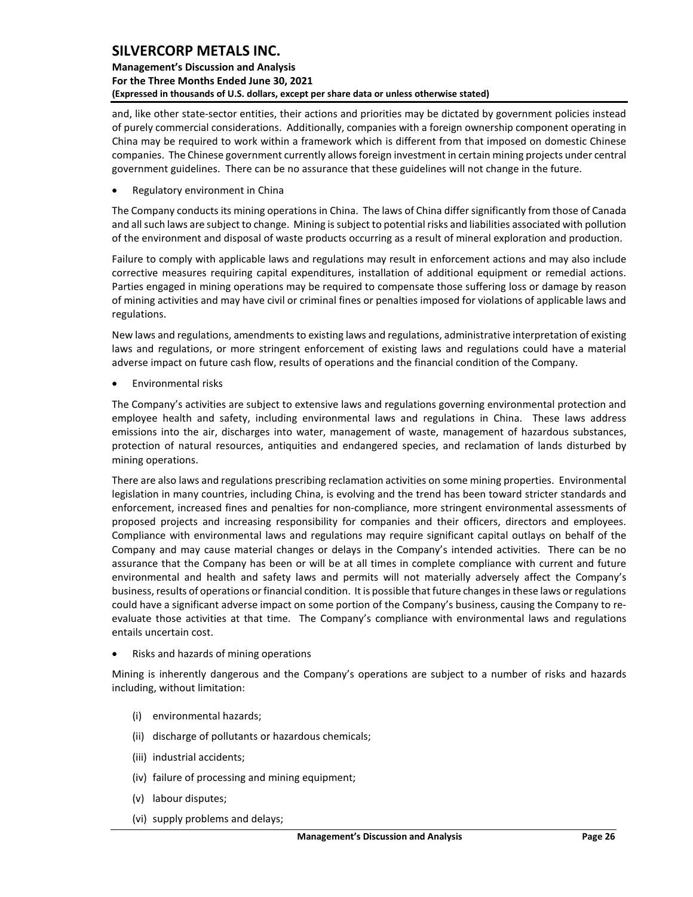and, like other state-sector entities, their actions and priorities may be dictated by government policies instead of purely commercial considerations. Additionally, companies with a foreign ownership component operating in China may be required to work within a framework which is different from that imposed on domestic Chinese companies. The Chinese government currently allows foreign investment in certain mining projects under central government guidelines. There can be no assurance that these guidelines will not change in the future.

- Regulatory environment in China

The Company conducts its mining operations in China. The laws of China differ significantly from those of Canada and all such laws are subject to change. Mining is subject to potential risks and liabilities associated with pollution of the environment and disposal of waste products occurring as a result of mineral exploration and production.

Failure to comply with applicable laws and regulations may result in enforcement actions and may also include corrective measures requiring capital expenditures, installation of additional equipment or remedial actions. Parties engaged in mining operations may be required to compensate those suffering loss or damage by reason of mining activities and may have civil or criminal fines or penalties imposed for violations of applicable laws and regulations.

New laws and regulations, amendments to existing laws and regulations, administrative interpretation of existing laws and regulations, or more stringent enforcement of existing laws and regulations could have a material adverse impact on future cash flow, results of operations and the financial condition of the Company.

- Environmental risks

The Company's activities are subject to extensive laws and regulations governing environmental protection and employee health and safety, including environmental laws and regulations in China. These laws address emissions into the air, discharges into water, management of waste, management of hazardous substances, protection of natural resources, antiquities and endangered species, and reclamation of lands disturbed by mining operations.

There are also laws and regulations prescribing reclamation activities on some mining properties. Environmental legislation in many countries, including China, is evolving and the trend has been toward stricter standards and enforcement, increased fines and penalties for non-compliance, more stringent environmental assessments of proposed projects and increasing responsibility for companies and their officers, directors and employees. Compliance with environmental laws and regulations may require significant capital outlays on behalf of the Company and may cause material changes or delays in the Company's intended activities. There can be no assurance that the Company has been or will be at all times in complete compliance with current and future environmental and health and safety laws and permits will not materially adversely affect the Company's business, results of operations or financial condition. It is possible that future changes in these laws or regulations could have a significant adverse impact on some portion of the Company's business, causing the Company to re-evaluate those activities at that time. The Company's compliance with environmental laws and regulations entails uncertain cost.

- Risks and hazards of mining operations

Mining is inherently dangerous and the Company's operations are subject to a number of risks and hazards including, without limitation:

(i) environmental hazards;

(ii) discharge of pollutants or hazardous chemicals;

(iii) industrial accidents;

(iv) failure of processing and mining equipment;

(v) labour disputes;

(vi) supply problems and delays;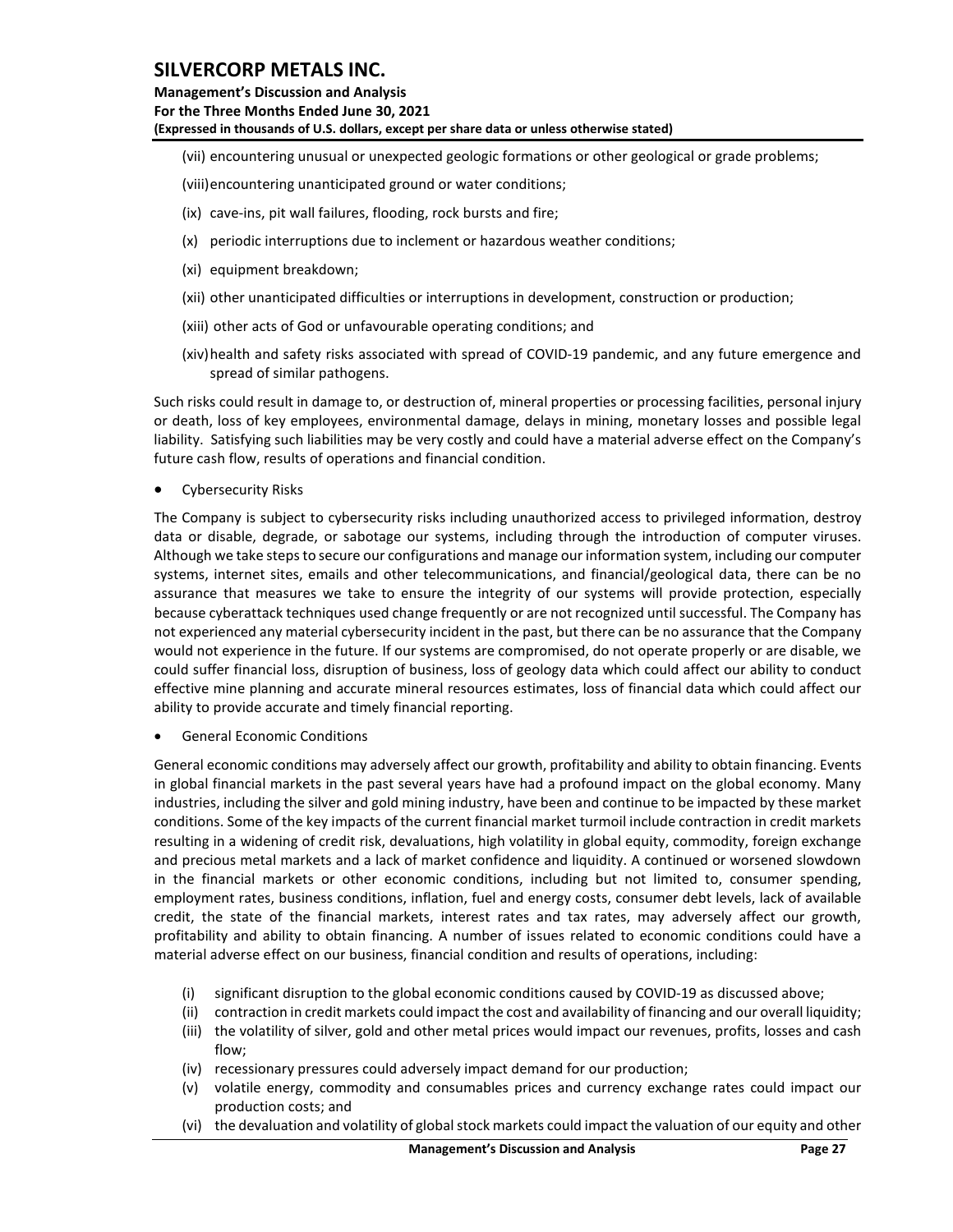(vii) encountering unusual or unexpected geologic formations or other geological or grade problems;

(viii) encountering unanticipated ground or water conditions;

(ix) cave-ins, pit wall failures, flooding, rock bursts and fire;

(x) periodic interruptions due to inclement or hazardous weather conditions;

(xi) equipment breakdown;

(xii) other unanticipated difficulties or interruptions in development, construction or production;

(xiii) other acts of God or unfavourable operating conditions; and

(xiv) health and safety risks associated with spread of COVID-19 pandemic, and any future emergence and spread of similar pathogens.

Such risks could result in damage to, or destruction of, mineral properties or processing facilities, personal injury or death, loss of key employees, environmental damage, delays in mining, monetary losses and possible legal liability. Satisfying such liabilities may be very costly and could have a material adverse effect on the Company's future cash flow, results of operations and financial condition.

- Cybersecurity Risks

The Company is subject to cybersecurity risks including unauthorized access to privileged information, destroy data or disable, degrade, or sabotage our systems, including through the introduction of computer viruses. Although we take steps to secure our configurations and manage our information system, including our computer systems, internet sites, emails and other telecommunications, and financial/geological data, there can be no assurance that measures we take to ensure the integrity of our systems will provide protection, especially because cyberattack techniques used change frequently or are not recognized until successful. The Company has not experienced any material cybersecurity incident in the past, but there can be no assurance that the Company would not experience in the future. If our systems are compromised, do not operate properly or are disable, we could suffer financial loss, disruption of business, loss of geology data which could affect our ability to conduct effective mine planning and accurate mineral resources estimates, loss of financial data which could affect our ability to provide accurate and timely financial reporting.

- General Economic Conditions

General economic conditions may adversely affect our growth, profitability and ability to obtain financing. Events in global financial markets in the past several years have had a profound impact on the global economy. Many industries, including the silver and gold mining industry, have been and continue to be impacted by these market conditions. Some of the key impacts of the current financial market turmoil include contraction in credit markets resulting in a widening of credit risk, devaluations, high volatility in global equity, commodity, foreign exchange and precious metal markets and a lack of market confidence and liquidity. A continued or worsened slowdown in the financial markets or other economic conditions, including but not limited to, consumer spending, employment rates, business conditions, inflation, fuel and energy costs, consumer debt levels, lack of available credit, the state of the financial markets, interest rates and tax rates, may adversely affect our growth, profitability and ability to obtain financing. A number of issues related to economic conditions could have a material adverse effect on our business, financial condition and results of operations, including:

(i) significant disruption to the global economic conditions caused by COVID-19 as discussed above;
(ii) contraction in credit markets could impact the cost and availability of financing and our overall liquidity;
(iii) the volatility of silver, gold and other metal prices would impact our revenues, profits, losses and cash flow;
(iv) recessionary pressures could adversely impact demand for our production;
(v) volatile energy, commodity and consumables prices and currency exchange rates could impact our production costs; and
(vi) the devaluation and volatility of global stock markets could impact the valuation of our equity and other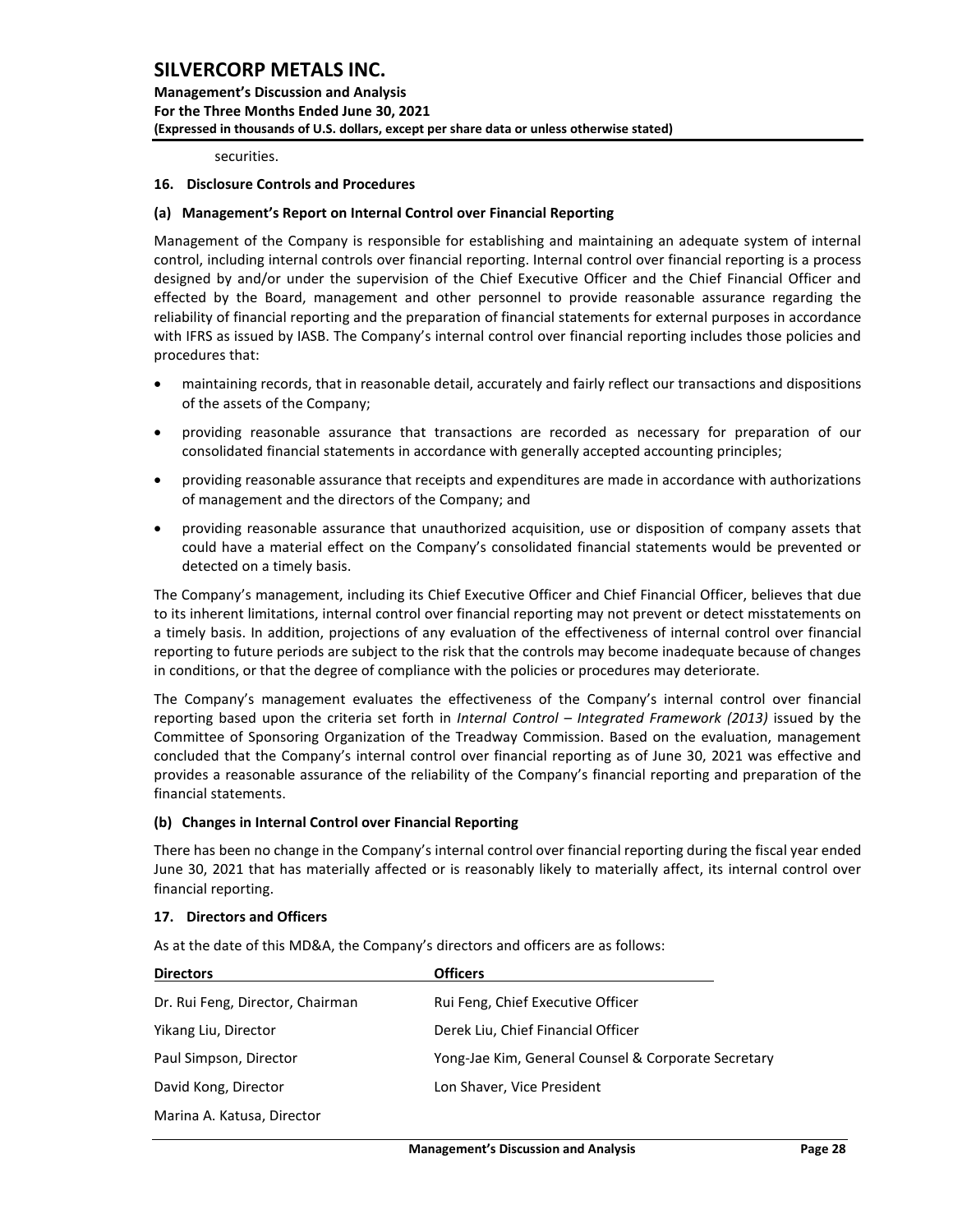securities.

### 16. Disclosure Controls and Procedures

#### (a) Management's Report on Internal Control over Financial Reporting

Management of the Company is responsible for establishing and maintaining an adequate system of internal control, including internal controls over financial reporting. Internal control over financial reporting is a process designed by and/or under the supervision of the Chief Executive Officer and the Chief Financial Officer and effected by the Board, management and other personnel to provide reasonable assurance regarding the reliability of financial reporting and the preparation of financial statements for external purposes in accordance with IFRS as issued by IASB. The Company's internal control over financial reporting includes those policies and procedures that:

- maintaining records, that in reasonable detail, accurately and fairly reflect our transactions and dispositions of the assets of the Company;
- providing reasonable assurance that transactions are recorded as necessary for preparation of our consolidated financial statements in accordance with generally accepted accounting principles;
- providing reasonable assurance that receipts and expenditures are made in accordance with authorizations of management and the directors of the Company; and
- providing reasonable assurance that unauthorized acquisition, use or disposition of company assets that could have a material effect on the Company's consolidated financial statements would be prevented or detected on a timely basis.

The Company's management, including its Chief Executive Officer and Chief Financial Officer, believes that due to its inherent limitations, internal control over financial reporting may not prevent or detect misstatements on a timely basis. In addition, projections of any evaluation of the effectiveness of internal control over financial reporting to future periods are subject to the risk that the controls may become inadequate because of changes in conditions, or that the degree of compliance with the policies or procedures may deteriorate.

The Company's management evaluates the effectiveness of the Company's internal control over financial reporting based upon the criteria set forth in *Internal Control – Integrated Framework (2013)* issued by the Committee of Sponsoring Organization of the Treadway Commission. Based on the evaluation, management concluded that the Company's internal control over financial reporting as of June 30, 2021 was effective and provides a reasonable assurance of the reliability of the Company's financial reporting and preparation of the financial statements.

#### (b) Changes in Internal Control over Financial Reporting

There has been no change in the Company's internal control over financial reporting during the fiscal year ended June 30, 2021 that has materially affected or is reasonably likely to materially affect, its internal control over financial reporting.

### 17. Directors and Officers

As at the date of this MD&A, the Company's directors and officers are as follows:

| Directors | Officers |
|---|---|
| Dr. Rui Feng, Director, Chairman | Rui Feng, Chief Executive Officer |
| Yikang Liu, Director | Derek Liu, Chief Financial Officer |
| Paul Simpson, Director | Yong-Jae Kim, General Counsel & Corporate Secretary |
| David Kong, Director | Lon Shaver, Vice President |
| Marina A. Katusa, Director | |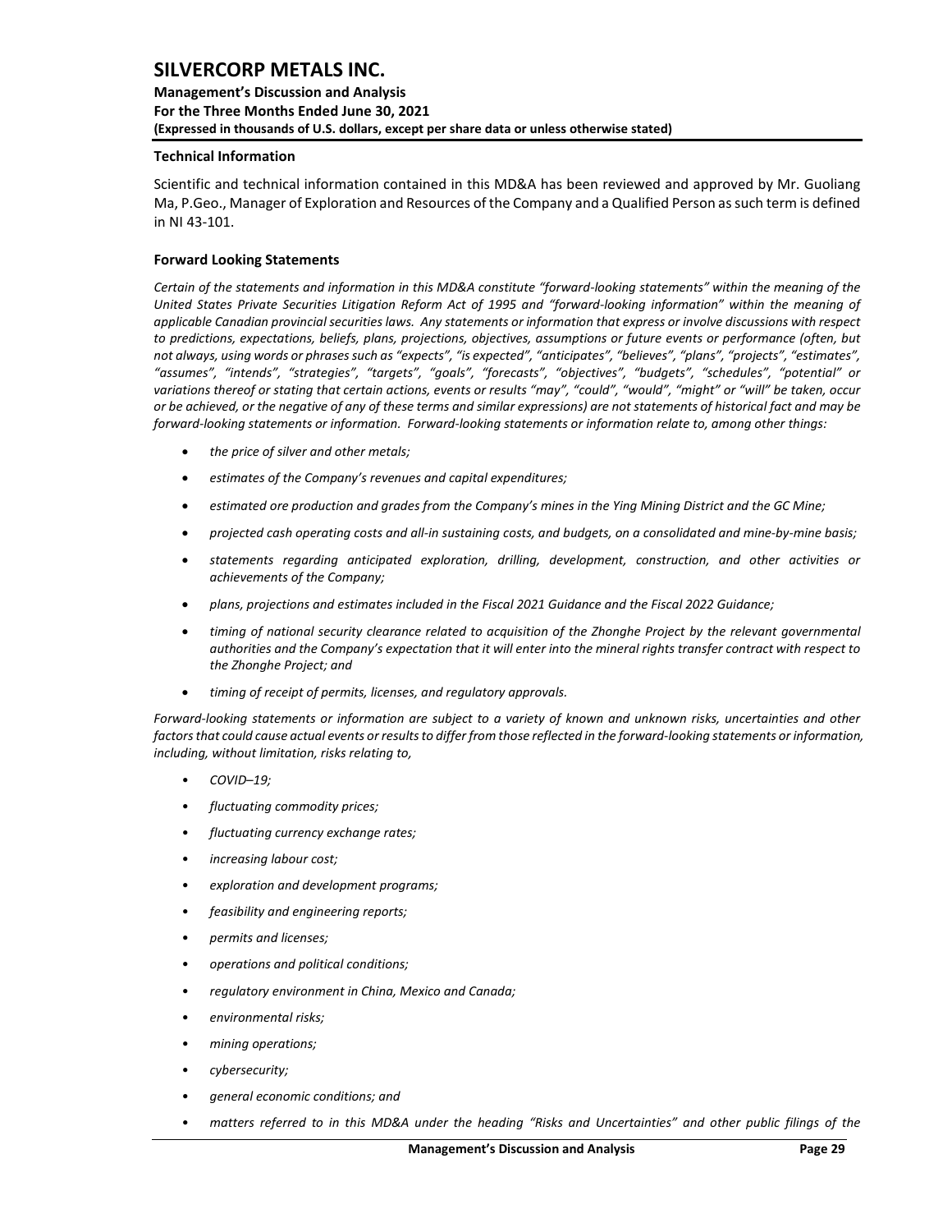### Technical Information

Scientific and technical information contained in this MD&A has been reviewed and approved by Mr. Guoliang Ma, P.Geo., Manager of Exploration and Resources of the Company and a Qualified Person as such term is defined in NI 43-101.

### Forward Looking Statements

*Certain of the statements and information in this MD&A constitute "forward-looking statements" within the meaning of the United States Private Securities Litigation Reform Act of 1995 and "forward-looking information" within the meaning of applicable Canadian provincial securities laws. Any statements or information that express or involve discussions with respect to predictions, expectations, beliefs, plans, projections, objectives, assumptions or future events or performance (often, but not always, using words or phrases such as "expects", "is expected", "anticipates", "believes", "plans", "projects", "estimates", "assumes", "intends", "strategies", "targets", "goals", "forecasts", "objectives", "budgets", "schedules", "potential" or variations thereof or stating that certain actions, events or results "may", "could", "would", "might" or "will" be taken, occur or be achieved, or the negative of any of these terms and similar expressions) are not statements of historical fact and may be forward-looking statements or information. Forward-looking statements or information relate to, among other things:*

- *the price of silver and other metals;*
- *estimates of the Company's revenues and capital expenditures;*
- *estimated ore production and grades from the Company's mines in the Ying Mining District and the GC Mine;*
- *projected cash operating costs and all-in sustaining costs, and budgets, on a consolidated and mine-by-mine basis;*
- *statements regarding anticipated exploration, drilling, development, construction, and other activities or achievements of the Company;*
- *plans, projections and estimates included in the Fiscal 2021 Guidance and the Fiscal 2022 Guidance;*
- *timing of national security clearance related to acquisition of the Zhonghe Project by the relevant governmental authorities and the Company's expectation that it will enter into the mineral rights transfer contract with respect to the Zhonghe Project; and*
- *timing of receipt of permits, licenses, and regulatory approvals.*

*Forward-looking statements or information are subject to a variety of known and unknown risks, uncertainties and other factors that could cause actual events or results to differ from those reflected in the forward-looking statements or information, including, without limitation, risks relating to,*

- *COVID–19;*
- *fluctuating commodity prices;*
- *fluctuating currency exchange rates;*
- *increasing labour cost;*
- *exploration and development programs;*
- *feasibility and engineering reports;*
- *permits and licenses;*
- *operations and political conditions;*
- *regulatory environment in China, Mexico and Canada;*
- *environmental risks;*
- *mining operations;*
- *cybersecurity;*
- *general economic conditions; and*
- *matters referred to in this MD&A under the heading "Risks and Uncertainties" and other public filings of the*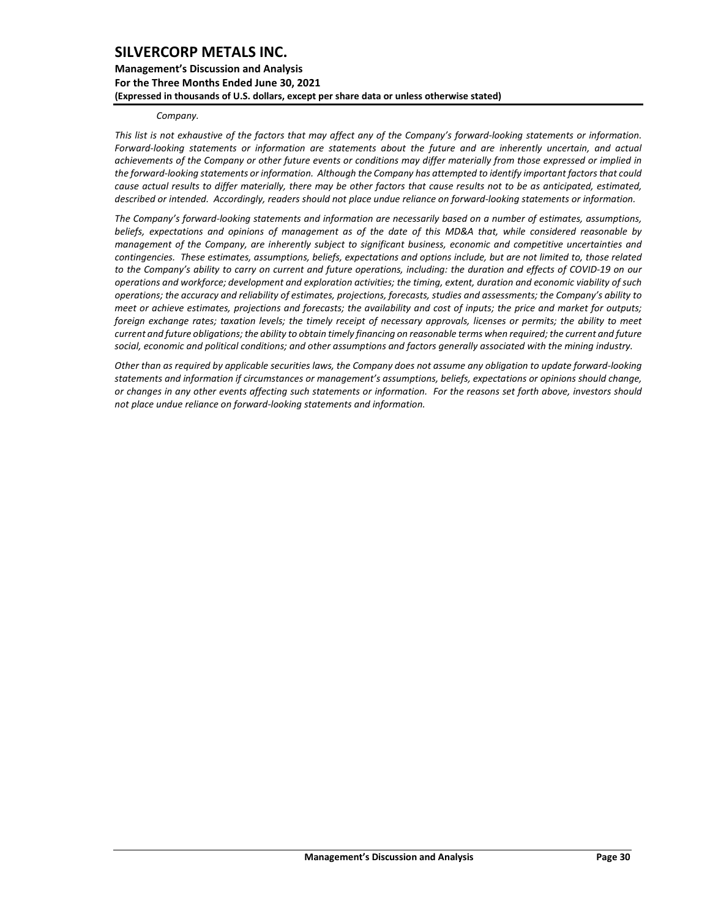*Company.*

*This list is not exhaustive of the factors that may affect any of the Company's forward-looking statements or information. Forward-looking statements or information are statements about the future and are inherently uncertain, and actual achievements of the Company or other future events or conditions may differ materially from those expressed or implied in the forward-looking statements or information. Although the Company has attempted to identify important factors that could cause actual results to differ materially, there may be other factors that cause results not to be as anticipated, estimated, described or intended. Accordingly, readers should not place undue reliance on forward-looking statements or information.*

*The Company's forward-looking statements and information are necessarily based on a number of estimates, assumptions, beliefs, expectations and opinions of management as of the date of this MD&A that, while considered reasonable by management of the Company, are inherently subject to significant business, economic and competitive uncertainties and contingencies. These estimates, assumptions, beliefs, expectations and options include, but are not limited to, those related to the Company's ability to carry on current and future operations, including: the duration and effects of COVID-19 on our operations and workforce; development and exploration activities; the timing, extent, duration and economic viability of such operations; the accuracy and reliability of estimates, projections, forecasts, studies and assessments; the Company's ability to meet or achieve estimates, projections and forecasts; the availability and cost of inputs; the price and market for outputs; foreign exchange rates; taxation levels; the timely receipt of necessary approvals, licenses or permits; the ability to meet current and future obligations; the ability to obtain timely financing on reasonable terms when required; the current and future social, economic and political conditions; and other assumptions and factors generally associated with the mining industry.*

*Other than as required by applicable securities laws, the Company does not assume any obligation to update forward-looking statements and information if circumstances or management's assumptions, beliefs, expectations or opinions should change, or changes in any other events affecting such statements or information. For the reasons set forth above, investors should not place undue reliance on forward-looking statements and information.*